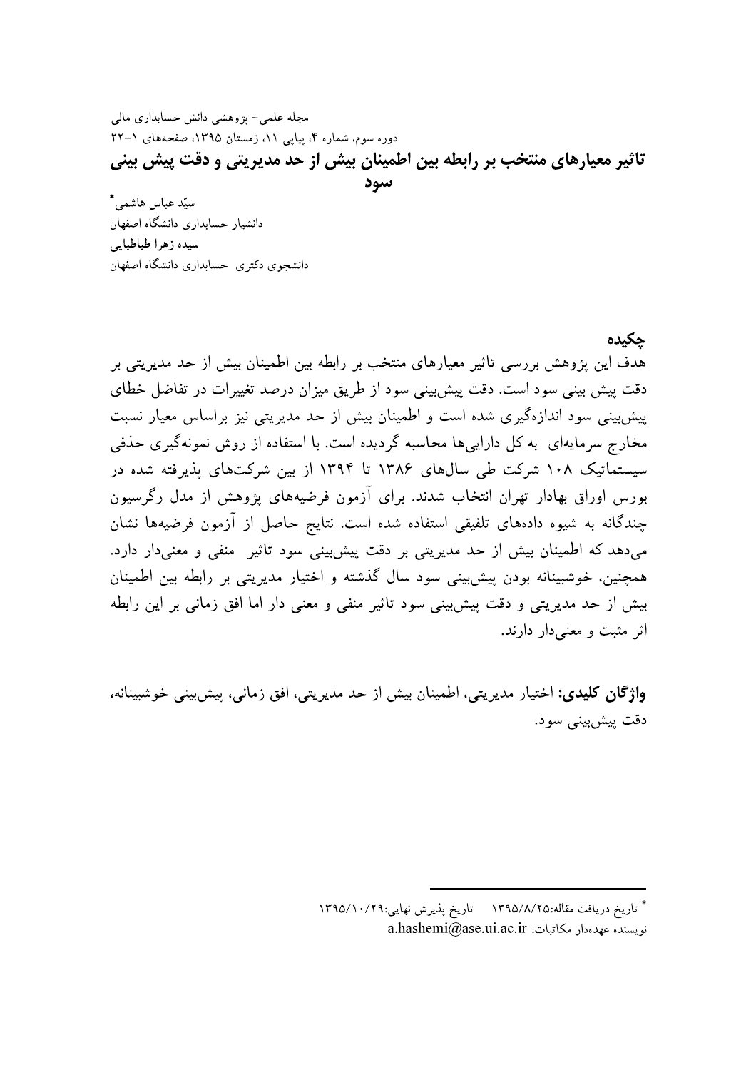# تاثیر معیارهای منتخب بر رابطه بین اطمینان بیش از حد مدیریتی و دقت پیش بینی سود

سیّد عباس هاشمی*

دانشیار حسابداری دانشگاه اصفهان

سیده زهرا طباطبایی

دانشجوی دکتری حسابداری دانشگاه اصفهان

## چکیده

هدف این پژوهش بررسی تاثیر معیارهای منتخب بر رابطه بین اطمینان بیش از حد مدیریتی بر دقت پیش بینی سود است. دقت پیش‌بینی سود از طریق میزان درصد تغییرات در تفاضل خطای پیش‌بینی سود اندازه‌گیری شده است و اطمینان بیش از حد مدیریتی نیز براساس معیار نسبت مخارج سرمایه‌ای به کل دارایی‌ها محاسبه گردیده است. با استفاده از روش نمونه‌گیری حذفی سیستماتیک ۱۰۸ شرکت طی سال‌های ۱۳۸۶ تا ۱۳۹۴ از بین شرکت‌های پذیرفته شده در بورس اوراق بهادار تهران انتخاب شدند. برای آزمون فرضیه‌های پژوهش از مدل رگرسیون چندگانه به شیوه داده‌های تلفیقی استفاده شده است. نتایج حاصل از آزمون فرضیه‌ها نشان می‌دهد که اطمینان بیش از حد مدیریتی بر دقت پیش‌بینی سود تاثیر منفی و معنی‌دار دارد. همچنین، خوشبینانه بودن پیش‌بینی سود سال گذشته و اختیار مدیریتی بر رابطه بین اطمینان بیش از حد مدیریتی و دقت پیش‌بینی سود تاثیر منفی و معنی دار اما افق زمانی بر این رابطه اثر مثبت و معنی‌دار دارند.

**واژگان کلیدی:** اختیار مدیریتی، اطمینان بیش از حد مدیریتی، افق زمانی، پیش‌بینی خوشبینانه، دقت پیش‌بینی سود.

---

* تاریخ دریافت مقاله:۱۳۹۵/۸/۲۵ تاریخ پذیرش نهایی:۱۳۹۵/۱۰/۲۹

نویسنده عهده‌دار مکاتبات: a.hashemi@ase.ui.ac.ir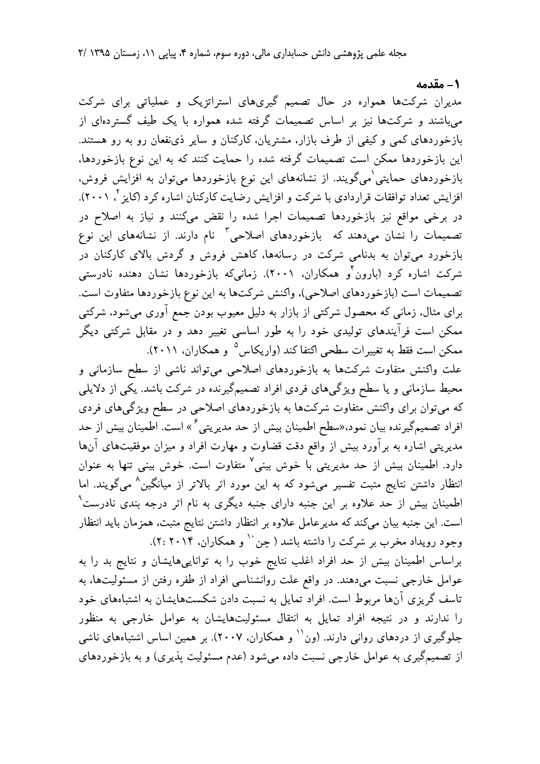## ۱- مقدمه

مدیران شرکت‌ها همواره در حال تصمیم گیری‌های استراتژیک و عملیاتی برای شرکت می‌باشند و شرکت‌ها نیز بر اساس تصمیمات گرفته شده همواره با یک طیف گسترده‌ای از بازخوردهای کمی و کیفی از طرف بازار، مشتریان، کارکنان و سایر ذی‌نفعان رو به رو هستند. این بازخوردها ممکن است تصمیمات گرفته شده را حمایت کنند که به این نوع بازخوردها، بازخوردهای حمایتی[1] می‌گویند. از نشانه‌های این نوع بازخوردها می‌توان به افزایش فروش، افزایش تعداد توافقات قراردادی با شرکت و افزایش رضایت کارکنان اشاره کرد (کایز[2]، ۲۰۰۱). در برخی مواقع نیز بازخوردها تصمیمات اجرا شده را نقض می‌کنند و نیاز به اصلاح در تصمیمات را نشان می‌دهند که بازخوردهای اصلاحی[3] نام دارند. از نشانه‌های این نوع بازخورد می‌توان به بدنامی شرکت در رسانه‌ها، کاهش فروش و گردش بالای کارکنان در شرکت اشاره کرد (بارون[4] و همکاران، ۲۰۰۱). زمانی‌که بازخوردها نشان دهنده نادرستی تصمیمات است (بازخوردهای اصلاحی)، واکنش شرکت‌ها به این نوع بازخوردها متفاوت است. برای مثال، زمانی که محصول شرکتی از بازار به دلیل معیوب بودن جمع آوری می‌شود، شرکتی ممکن است فرآیندهای تولیدی خود را به طور اساسی تغییر دهد و در مقابل شرکتی دیگر ممکن است فقط به تغییرات سطحی اکتفا کند (واریکاس[5] و همکاران، ۲۰۱۱).

علت واکنش متفاوت شرکت‌ها به بازخوردهای اصلاحی می‌تواند ناشی از سطح سازمانی و محیط سازمانی و یا سطح ویژگی‌های فردی افراد تصمیم‌گیرنده در شرکت باشد. یکی از دلایلی که می‌توان برای واکنش متفاوت شرکت‌ها به بازخوردهای اصلاحی در سطح ویژگی‌های فردی افراد تصمیم‌گیرنده بیان نمود،«سطح اطمینان بیش از حد مدیریتی[6] » است. اطمینان بیش از حد مدیریتی اشاره به برآورد بیش از واقع دقت قضاوت و مهارت افراد و میزان موفقیت‌های آن‌ها دارد. اطمینان بیش از حد مدیریتی با خوش بینی[7] متفاوت است. خوش بینی تنها به عنوان انتظار داشتن نتایج مثبت تفسیر می‌شود که به این مورد اثر بالاتر از میانگین[8] می‌گویند. اما اطمینان بیش از حد علاوه بر این جنبه دارای جنبه دیگری به نام اثر درجه بندی نادرست[9] است. این جنبه بیان می‌کند که مدیرعامل علاوه بر انتظار داشتن نتایج مثبت، همزمان باید انتظار وجود رویداد مخرب بر شرکت را داشته باشد ( چن[10] و همکاران، ۲۰۱۴ :۲).

براساس اطمینان بیش از حد افراد اغلب نتایج خوب را به توانایی‌هایشان و نتایج بد را به عوامل خارجی نسبت می‌دهند. در واقع علت روانشناسی افراد از طفره رفتن از مسئولیت‌ها، به تاسف گریزی آن‌ها مربوط است. افراد تمایل به نسبت دادن شکست‌هایشان به اشتباه‌های خود را ندارند و در نتیجه افراد تمایل به انتقال مسئولیت‌هایشان به عوامل خارجی به منظور جلوگیری از دردهای روانی دارند. (ون[11] و همکاران، ۲۰۰۷). بر همین اساس اشتباه‌های ناشی از تصمیم‌گیری به عوامل خارجی نسبت داده می‌شود (عدم مسئولیت پذیری) و به بازخوردهای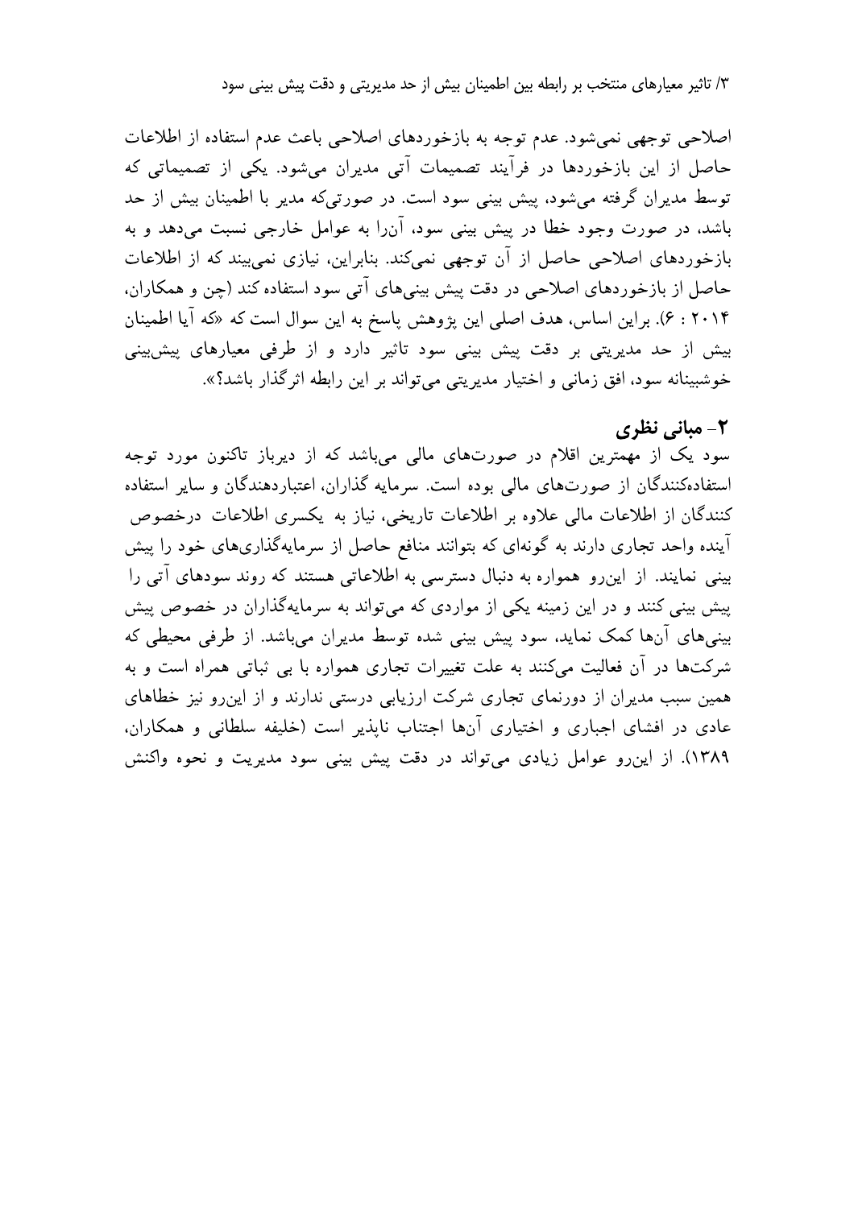اصلاحی توجهی نمی‌شود. عدم توجه به بازخوردهای اصلاحی باعث عدم استفاده از اطلاعات حاصل از این بازخوردها در فرآیند تصمیمات آتی مدیران می‌شود. یکی از تصمیماتی که توسط مدیران گرفته می‌شود، پیش بینی سود است. در صورتی‌که مدیر با اطمینان بیش از حد باشد، در صورت وجود خطا در پیش بینی سود، آن‌را به عوامل خارجی نسبت می‌دهد و به بازخوردهای اصلاحی حاصل از آن توجهی نمی‌کند. بنابراین، نیازی نمی‌بیند که از اطلاعات حاصل از بازخوردهای اصلاحی در دقت پیش بینی‌های آتی سود استفاده کند (چن و همکاران، ۲۰۱۴ : ۶). براین اساس، هدف اصلی این پژوهش پاسخ به این سوال است که «که آیا اطمینان بیش از حد مدیریتی بر دقت پیش بینی سود تاثیر دارد و از طرفی معیارهای پیش‌بینی خوشبینانه سود، افق زمانی و اختیار مدیریتی می‌تواند بر این رابطه اثرگذار باشد؟».

## ۲- مبانی نظری

سود یک از مهمترین اقلام در صورت‌های مالی می‌باشد که از دیرباز تاکنون مورد توجه استفاده‌کنندگان از صورت‌های مالی بوده است. سرمایه گذاران، اعتباردهندگان و سایر استفاده کنندگان از اطلاعات مالی علاوه بر اطلاعات تاریخی، نیاز به یکسری اطلاعات درخصوص آینده واحد تجاری دارند به گونه‌ای که بتوانند منافع حاصل از سرمایه‌گذاری‌های خود را پیش بینی نمایند. از این‌رو همواره به دنبال دسترسی به اطلاعاتی هستند که روند سودهای آتی را پیش بینی کنند و در این زمینه یکی از مواردی که می‌تواند به سرمایه‌گذاران در خصوص پیش بینی‌های آن‌ها کمک نماید، سود پیش بینی شده توسط مدیران می‌باشد. از طرفی محیطی که شرکت‌ها در آن فعالیت می‌کنند به علت تغییرات تجاری همواره با بی ثباتی همراه است و به همین سبب مدیران از دورنمای تجاری شرکت ارزیابی درستی ندارند و از این‌رو نیز خطاهای عادی در افشای اجباری و اختیاری آن‌ها اجتناب ناپذیر است (خلیفه سلطانی و همکاران، ۱۳۸۹). از این‌رو عوامل زیادی می‌تواند در دقت پیش بینی سود مدیریت و نحوه واکنش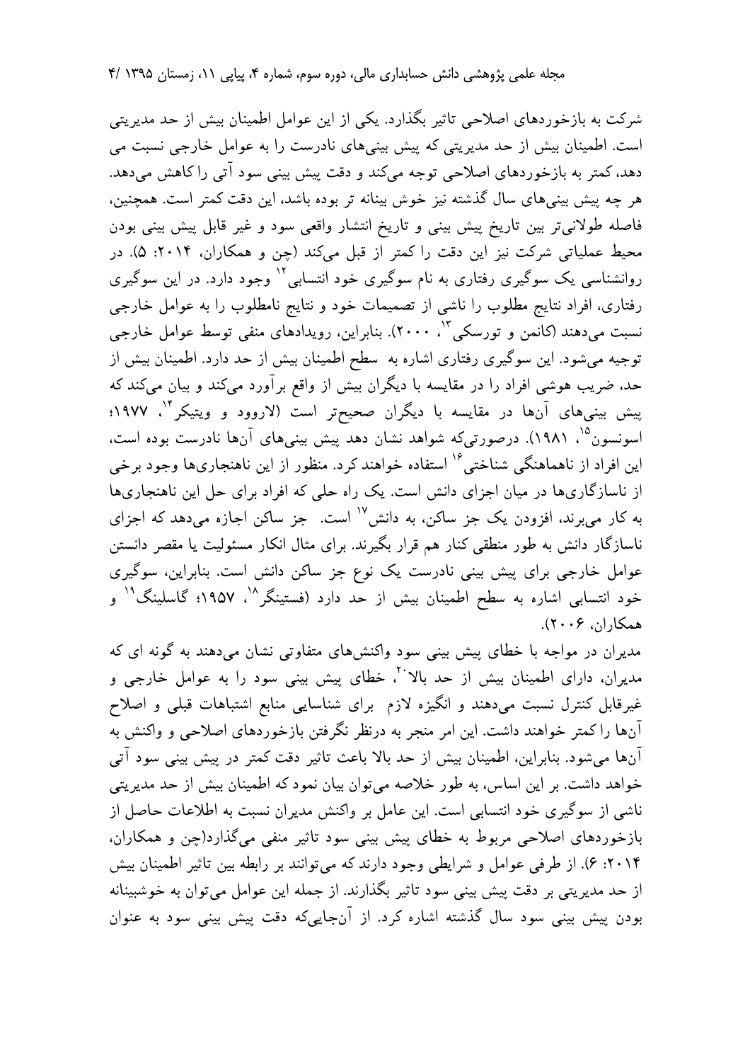شرکت به بازخوردهای اصلاحی تاثیر بگذارد. یکی از این عوامل اطمینان بیش از حد مدیریتی است. اطمینان بیش از حد مدیریتی که پیش بینی‌های نادرست را به عوامل خارجی نسبت می دهد، کمتر به بازخوردهای اصلاحی توجه می‌کند و دقت پیش بینی سود آتی را کاهش می‌دهد. هر چه پیش بینی‌های سال گذشته نیز خوش بینانه تر بوده باشد، این دقت کمتر است. همچنین، فاصله طولانی‌تر بین تاریخ پیش بینی و تاریخ انتشار واقعی سود و غیر قابل پیش بینی بودن محیط عملیاتی شرکت نیز این دقت را کمتر از قبل می‌کند (چن و همکاران، ۲۰۱۴: ۵). در روانشناسی یک سوگیری رفتاری به نام سوگیری خود انتسابی[12] وجود دارد. در این سوگیری رفتاری، افراد نتایج مطلوب را ناشی از تصمیمات خود و نتایج نامطلوب را به عوامل خارجی نسبت می‌دهند (کانمن و تورسکی[13]، ۲۰۰۰). بنابراین، رویدادهای منفی توسط عوامل خارجی توجیه می‌شود. این سوگیری رفتاری اشاره به سطح اطمینان بیش از حد دارد. اطمینان بیش از حد، ضریب هوشی افراد را در مقایسه با دیگران بیش از واقع برآورد می‌کند و بیان می‌کند که پیش بینی‌های آن‌ها در مقایسه با دیگران صحیح‌تر است (لاروود و ویتیکر[14]، ۱۹۷۷؛ اسونسون[15]، ۱۹۸۱). درصورتی‌که شواهد نشان دهد پیش بینی‌های آن‌ها نادرست بوده است، این افراد از ناهماهنگی شناختی[16] استفاده خواهند کرد. منظور از این ناهنجاری‌ها وجود برخی از ناسازگاری‌ها در میان اجزای دانش است. یک راه حلی که افراد برای حل این ناهنجاری‌ها به کار می‌برند، افزودن یک جز ساکن، به دانش[17] است. جز ساکن اجازه می‌دهد که اجزای ناسازگار دانش به طور منطقی کنار هم قرار بگیرند. برای مثال انکار مسئولیت یا مقصر دانستن عوامل خارجی برای پیش بینی نادرست یک نوع جز ساکن دانش است. بنابراین، سوگیری خود انتسابی اشاره به سطح اطمینان بیش از حد دارد (فستینگر[18]، ۱۹۵۷؛ گاسلینگ[19] و همکاران، ۲۰۰۶).

مدیران در مواجه با خطای پیش بینی سود واکنش‌های متفاوتی نشان می‌دهند به گونه ای که مدیران، دارای اطمینان بیش از حد بالا[20]، خطای پیش بینی سود را به عوامل خارجی و غیرقابل کنترل نسبت می‌دهند و انگیزه لازم برای شناسایی منابع اشتباهات قبلی و اصلاح آن‌ها را کمتر خواهند داشت. این امر منجر به درنظر نگرفتن بازخوردهای اصلاحی و واکنش به آن‌ها می‌شود. بنابراین، اطمینان بیش از حد بالا باعث تاثیر دقت کمتر در پیش بینی سود آتی خواهد داشت. بر این اساس، به طور خلاصه می‌توان بیان نمود که اطمینان بیش از حد مدیریتی ناشی از سوگیری خود انتسابی است. این عامل بر واکنش مدیران نسبت به اطلاعات حاصل از بازخوردهای اصلاحی مربوط به خطای پیش بینی سود تاثیر منفی می‌گذارد(چن و همکاران، ۲۰۱۴: ۶). از طرفی عوامل و شرایطی وجود دارند که می‌توانند بر رابطه بین تاثیر اطمینان بیش از حد مدیریتی بر دقت پیش بینی سود تاثیر بگذارند. از جمله این عوامل می‌توان به خوشبینانه بودن پیش بینی سود سال گذشته اشاره کرد. از آن‌جایی‌که دقت پیش بینی سود به عنوان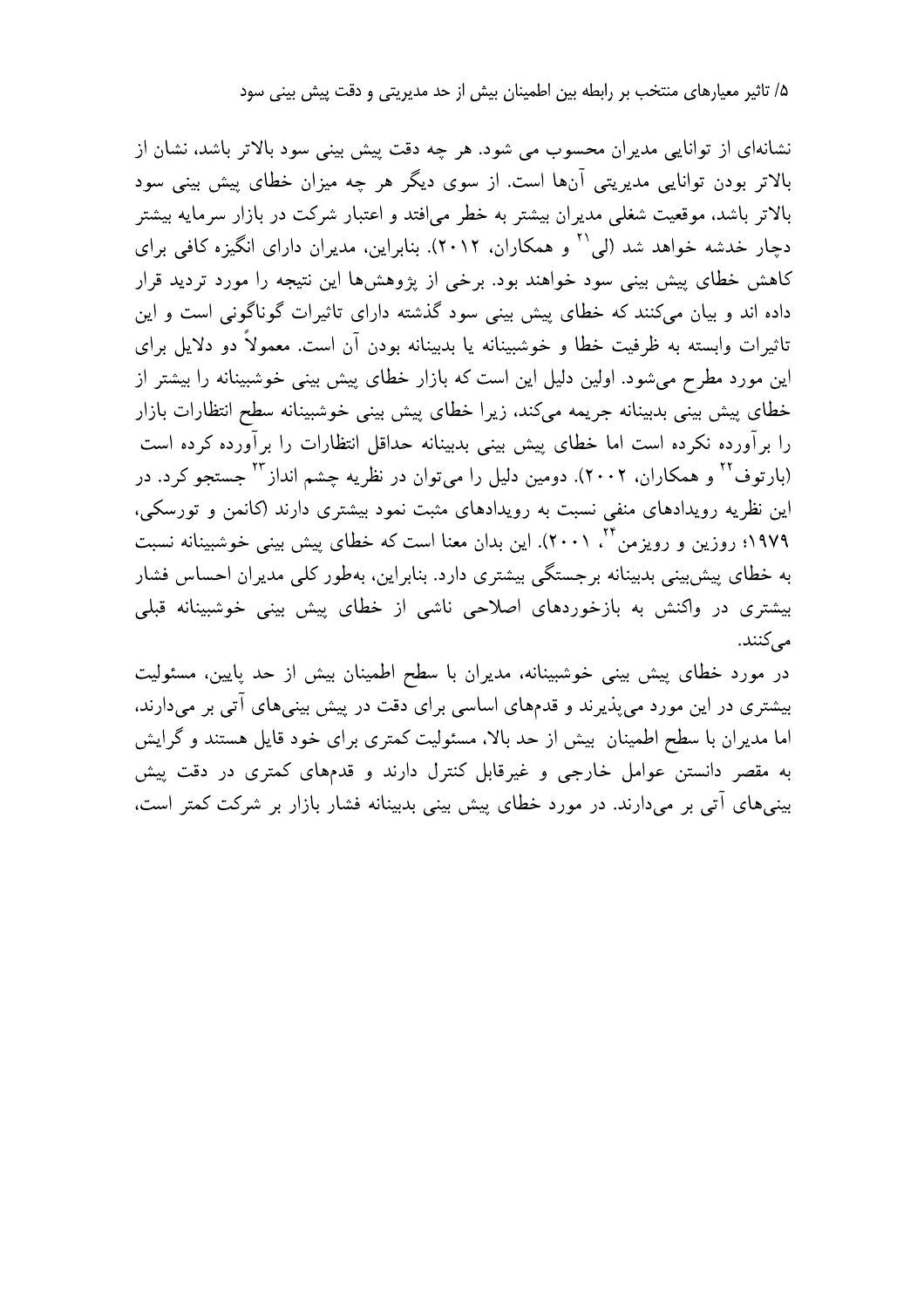نشانه‌ای از توانایی مدیران محسوب می شود. هر چه دقت پیش بینی سود بالاتر باشد، نشان از بالاتر بودن توانایی مدیریتی آن‌ها است. از سوی دیگر هر چه میزان خطای پیش بینی سود بالاتر باشد، موقعیت شغلی مدیران بیشتر به خطر می‌افتد و اعتبار شرکت در بازار سرمایه بیشتر دچار خدشه خواهد شد (لی[21] و همکاران، ۲۰۱۲). بنابراین، مدیران دارای انگیزه کافی برای کاهش خطای پیش بینی سود خواهند بود. برخی از پژوهش‌ها این نتیجه را مورد تردید قرار داده اند و بیان می‌کنند که خطای پیش بینی سود گذشته دارای تاثیرات گوناگونی است و این تاثیرات وابسته به ظرفیت خطا و خوشبینانه یا بدبینانه بودن آن است. معمولاً دو دلایل برای این مورد مطرح می‌شود. اولین دلیل این است که بازار خطای پیش بینی خوشبینانه را بیشتر از خطای پیش بینی بدبینانه جریمه می‌کند، زیرا خطای پیش بینی خوشبینانه سطح انتظارات بازار را برآورده نکرده است اما خطای پیش بینی بدبینانه حداقل انتظارات را برآورده کرده است (بارتوف[22] و همکاران، ۲۰۰۲). دومین دلیل را می‌توان در نظریه چشم انداز[23] جستجو کرد. در این نظریه رویدادهای منفی نسبت به رویدادهای مثبت نمود بیشتری دارند (کانمن و تورسکی، ۱۹۷۹؛ روزین و رویزمن[24]، ۲۰۰۱). این بدان معنا است که خطای پیش بینی خوشبینانه نسبت به خطای پیش‌بینی بدبینانه برجستگی بیشتری دارد. بنابراین، به‌طور کلی مدیران احساس فشار بیشتری در واکنش به بازخوردهای اصلاحی ناشی از خطای پیش بینی خوشبینانه قبلی می‌کنند.

در مورد خطای پیش بینی خوشبینانه، مدیران با سطح اطمینان بیش از حد پایین، مسئولیت بیشتری در این مورد می‌پذیرند و قدم‌های اساسی برای دقت در پیش بینی‌های آتی بر می‌دارند، اما مدیران با سطح اطمینان بیش از حد بالا، مسئولیت کمتری برای خود قایل هستند و گرایش به مقصر دانستن عوامل خارجی و غیرقابل کنترل دارند و قدم‌های کمتری در دقت پیش بینی‌های آتی بر می‌دارند. در مورد خطای پیش بینی بدبینانه فشار بازار بر شرکت کمتر است،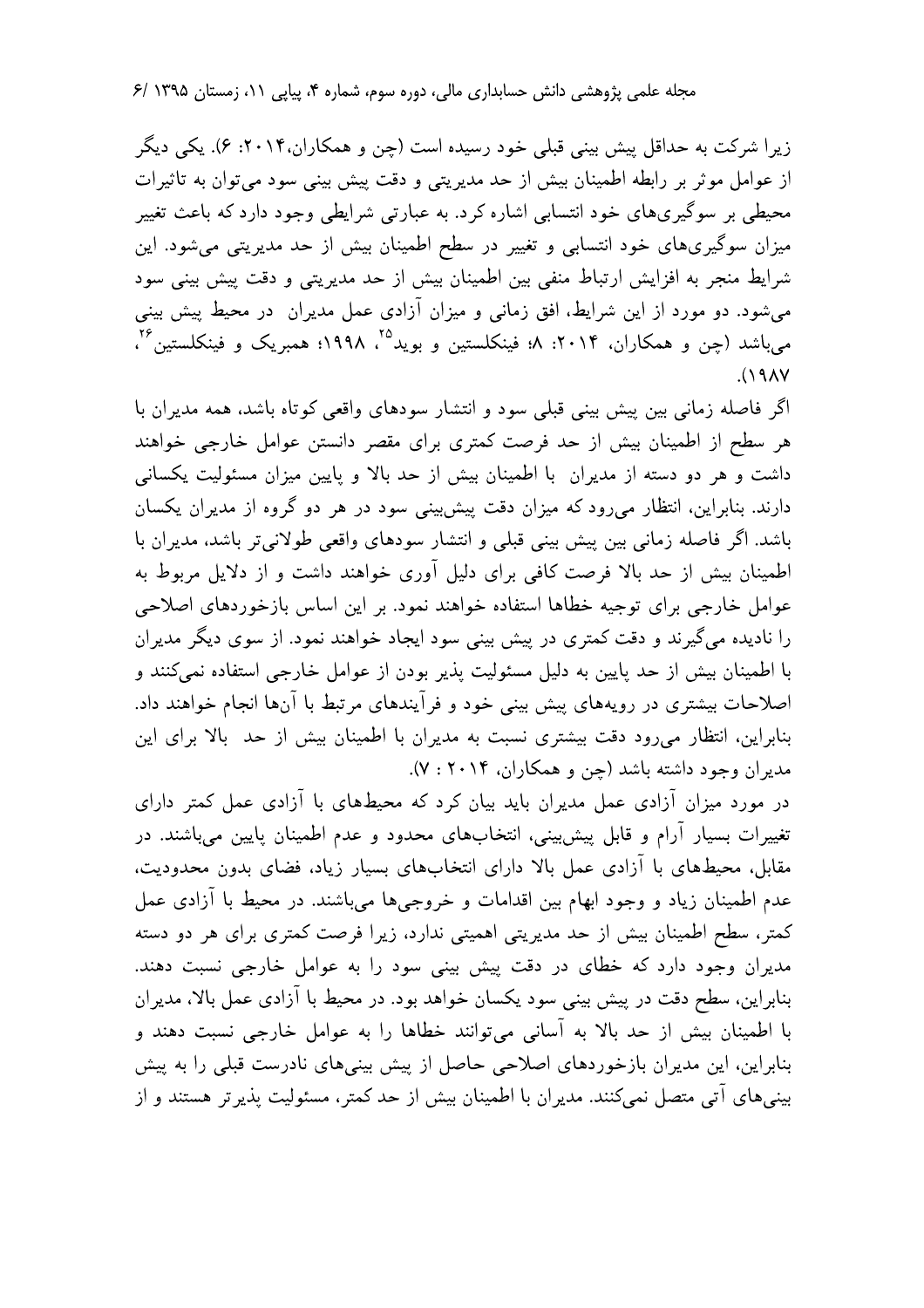زیرا شرکت به حداقل پیش بینی قبلی خود رسیده است (چن و همکاران،۲۰۱۴: ۶). یکی دیگر از عوامل موثر بر رابطه اطمینان بیش از حد مدیریتی و دقت پیش بینی سود می‌توان به تاثیرات محیطی بر سوگیری‌های خود انتسابی اشاره کرد. به عبارتی شرایطی وجود دارد که باعث تغییر میزان سوگیری‌های خود انتسابی و تغییر در سطح اطمینان بیش از حد مدیریتی می‌شود. این شرایط منجر به افزایش ارتباط منفی بین اطمینان بیش از حد مدیریتی و دقت پیش بینی سود می‌شود. دو مورد از این شرایط، افق زمانی و میزان آزادی عمل مدیران در محیط پیش بینی می‌باشد (چن و همکاران، ۲۰۱۴: ۸؛ فینکلستین و بوید[25]، ۱۹۹۸؛ همبریک و فینکلستین[26]، ۱۹۸۷).

اگر فاصله زمانی بین پیش بینی قبلی سود و انتشار سودهای واقعی کوتاه باشد، همه مدیران با هر سطح از اطمینان بیش از حد فرصت کمتری برای مقصر دانستن عوامل خارجی خواهند داشت و هر دو دسته از مدیران با اطمینان بیش از حد بالا و پایین میزان مسئولیت یکسانی دارند. بنابراین، انتظار می‌رود که میزان دقت پیش‌بینی سود در هر دو گروه از مدیران یکسان باشد. اگر فاصله زمانی بین پیش بینی قبلی و انتشار سودهای واقعی طولانی‌تر باشد، مدیران با اطمینان بیش از حد بالا فرصت کافی برای دلیل آوری خواهند داشت و از دلایل مربوط به عوامل خارجی برای توجیه خطاها استفاده خواهند نمود. بر این اساس بازخوردهای اصلاحی را نادیده می‌گیرند و دقت کمتری در پیش بینی سود ایجاد خواهند نمود. از سوی دیگر مدیران با اطمینان بیش از حد پایین به دلیل مسئولیت پذیر بودن از عوامل خارجی استفاده نمی‌کنند و اصلاحات بیشتری در رویه‌های پیش بینی خود و فرآیندهای مرتبط با آن‌ها انجام خواهند داد. بنابراین، انتظار می‌رود دقت بیشتری نسبت به مدیران با اطمینان بیش از حد بالا برای این مدیران وجود داشته باشد (چن و همکاران، ۲۰۱۴ : ۷).

در مورد میزان آزادی عمل مدیران باید بیان کرد که محیط‌های با آزادی عمل کمتر دارای تغییرات بسیار آرام و قابل پیش‌بینی، انتخاب‌های محدود و عدم اطمینان پایین می‌باشند. در مقابل، محیط‌های با آزادی عمل بالا دارای انتخاب‌های بسیار زیاد، فضای بدون محدودیت، عدم اطمینان زیاد و وجود ابهام بین اقدامات و خروجی‌ها می‌باشند. در محیط با آزادی عمل کمتر، سطح اطمینان بیش از حد مدیریتی اهمیتی ندارد، زیرا فرصت کمتری برای هر دو دسته مدیران وجود دارد که خطای در دقت پیش بینی سود را به عوامل خارجی نسبت دهند. بنابراین، سطح دقت در پیش بینی سود یکسان خواهد بود. در محیط با آزادی عمل بالا، مدیران با اطمینان بیش از حد بالا به آسانی می‌توانند خطاها را به عوامل خارجی نسبت دهند و بنابراین، این مدیران بازخوردهای اصلاحی حاصل از پیش بینی‌های نادرست قبلی را به پیش بینی‌های آتی متصل نمی‌کنند. مدیران با اطمینان بیش از حد کمتر، مسئولیت پذیرتر هستند و از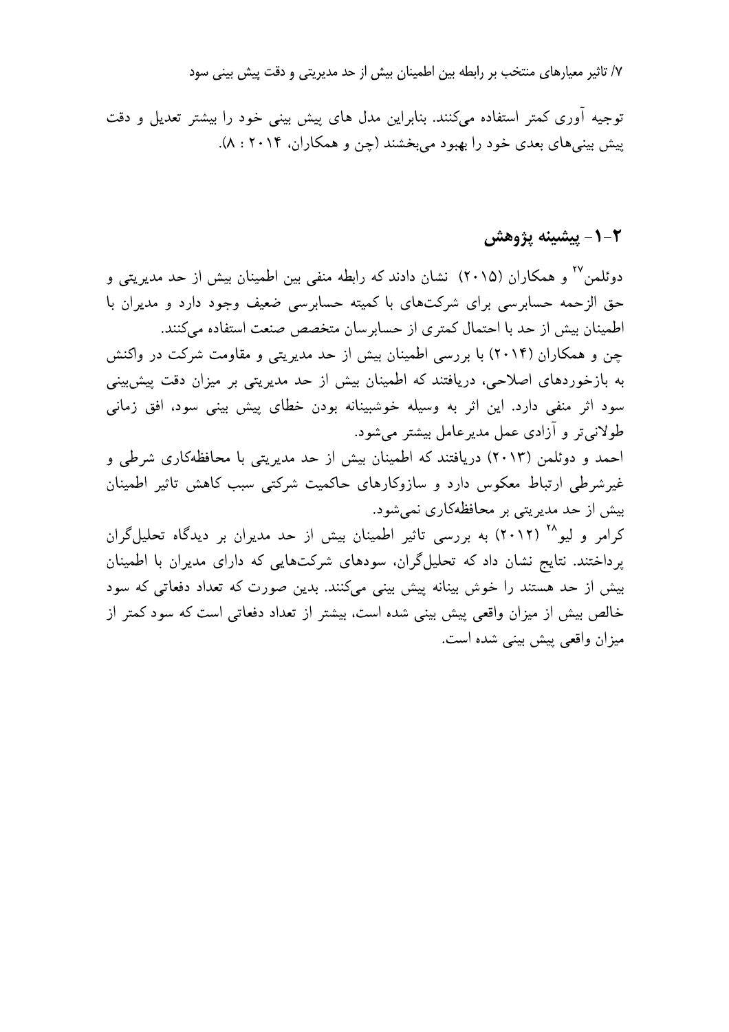توجیه آوری کمتر استفاده می‌کنند. بنابراین مدل های پیش بینی خود را بیشتر تعدیل و دقت پیش بینی‌های بعدی خود را بهبود می‌بخشند (چن و همکاران، ۲۰۱۴ : ۸).

## ۲-۱- پیشینه پژوهش

دوئلمن[27] و همکاران (۲۰۱۵) نشان دادند که رابطه منفی بین اطمینان بیش از حد مدیریتی و حق الزحمه حسابرسی برای شرکت‌های با کمیته حسابرسی ضعیف وجود دارد و مدیران با اطمینان بیش از حد با احتمال کمتری از حسابرسان متخصص صنعت استفاده می‌کنند.

چن و همکاران (۲۰۱۴) با بررسی اطمینان بیش از حد مدیریتی و مقاومت شرکت در واکنش به بازخوردهای اصلاحی، دریافتند که اطمینان بیش از حد مدیریتی بر میزان دقت پیش‌بینی سود اثر منفی دارد. این اثر به وسیله خوشبینانه بودن خطای پیش بینی سود، افق زمانی طولانی‌تر و آزادی عمل مدیرعامل بیشتر می‌شود.

احمد و دوئلمن (۲۰۱۳) دریافتند که اطمینان بیش از حد مدیریتی با محافظه‌کاری شرطی و غیرشرطی ارتباط معکوس دارد و سازوکارهای حاکمیت شرکتی سبب کاهش تاثیر اطمینان بیش از حد مدیریتی بر محافظه‌کاری نمی‌شود.

کرامر و لیو[28] (۲۰۱۲) به بررسی تاثیر اطمینان بیش از حد مدیران بر دیدگاه تحلیل‌گران پرداختند. نتایج نشان داد که تحلیل‌گران، سودهای شرکت‌هایی که دارای مدیران با اطمینان بیش از حد هستند را خوش بینانه پیش بینی می‌کنند. بدین صورت که تعداد دفعاتی که سود خالص بیش از میزان واقعی پیش بینی شده است، بیشتر از تعداد دفعاتی است که سود کمتر از میزان واقعی پیش بینی شده است.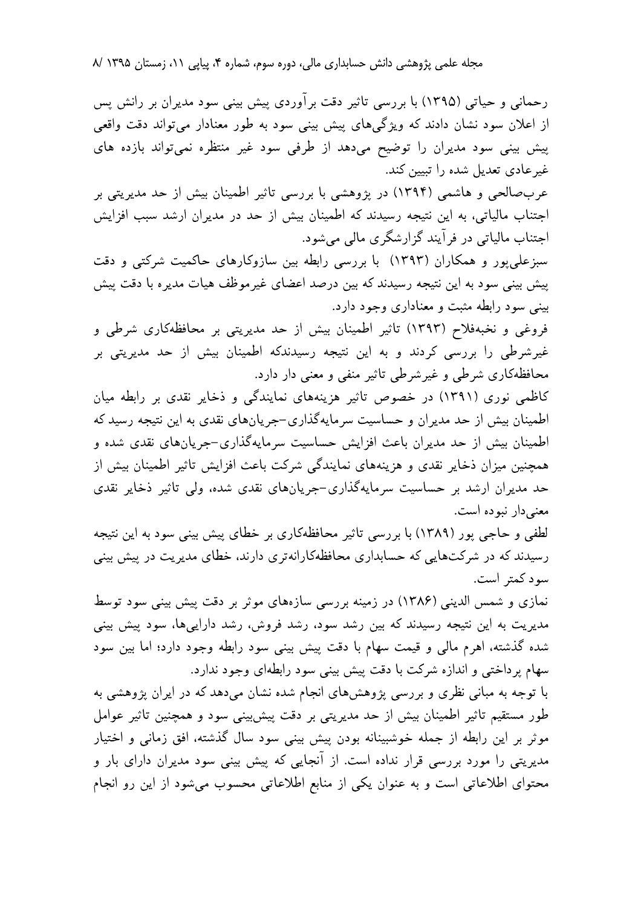رحمانی و حیاتی (۱۳۹۵) با بررسی تاثیر دقت برآوردی پیش بینی سود مدیران بر رانش پس از اعلان سود نشان دادند که ویژگی‌های پیش بینی سود به طور معنادار می‌تواند دقت واقعی پیش بینی سود مدیران را توضیح می‌دهد از طرفی سود غیر منتظره نمی‌تواند بازده های غیرعادی تعدیل شده را تبیین کند.

عرب‌صالحی و هاشمی (۱۳۹۴) در پژوهشی با بررسی تاثیر اطمینان بیش از حد مدیریتی بر اجتناب مالیاتی، به این نتیجه رسیدند که اطمینان بیش از حد در مدیران ارشد سبب افزایش اجتناب مالیاتی در فرآیند گزارشگری مالی می‌شود.

سبزعلی‌پور و همکاران (۱۳۹۳) با بررسی رابطه بین سازوکارهای حاکمیت شرکتی و دقت پیش بینی سود به این نتیجه رسیدند که بین درصد اعضای غیرموظف هیات مدیره با دقت پیش بینی سود رابطه مثبت و معناداری وجود دارد.

فروغی و نخبه‌فلاح (۱۳۹۳) تاثیر اطمینان بیش از حد مدیریتی بر محافظه‌کاری شرطی و غیرشرطی را بررسی کردند و به این نتیجه رسیدندکه اطمینان بیش از حد مدیریتی بر محافظه‌کاری شرطی و غیرشرطی تاثیر منفی و معنی دار دارد.

کاظمی نوری (۱۳۹۱) در خصوص تاثیر هزینه‌های نمایندگی و ذخایر نقدی بر رابطه میان اطمینان بیش از حد مدیران و حساسیت سرمایه‌گذاری-جریان‌های نقدی به این نتیجه رسید که اطمینان بیش از حد مدیران باعث افزایش حساسیت سرمایه‌گذاری-جریان‌های نقدی شده و همچنین میزان ذخایر نقدی و هزینه‌های نمایندگی شرکت باعث افزایش تاثیر اطمینان بیش از حد مدیران ارشد بر حساسیت سرمایه‌گذاری-جریان‌های نقدی شده، ولی تاثیر ذخایر نقدی معنی‌دار نبوده است.

لطفی و حاجی پور (۱۳۸۹) با بررسی تاثیر محافظه‌کاری بر خطای پیش بینی سود به این نتیجه رسیدند که در شرکت‌هایی که حسابداری محافظه‌کارانه‌تری دارند، خطای مدیریت در پیش بینی سود کمتر است.

نمازی و شمس الدینی (۱۳۸۶) در زمینه بررسی سازه‌های موثر بر دقت پیش بینی سود توسط مدیریت به این نتیجه رسیدند که بین رشد سود، رشد فروش، رشد دارایی‌ها، سود پیش بینی شده گذشته، اهرم مالی و قیمت سهام با دقت پیش بینی سود رابطه وجود دارد؛ اما بین سود سهام پرداختی و اندازه شرکت با دقت پیش بینی سود رابطه‌ای وجود ندارد.

با توجه به مبانی نظری و بررسی پژوهش‌های انجام شده نشان می‌دهد که در ایران پژوهشی به طور مستقیم تاثیر اطمینان بیش از حد مدیریتی بر دقت پیش‌بینی سود و همچنین تاثیر عوامل موثر بر این رابطه از جمله خوشبینانه بودن پیش بینی سود سال گذشته، افق زمانی و اختیار مدیریتی را مورد بررسی قرار نداده است. از آنجایی که پیش بینی سود مدیران دارای بار و محتوای اطلاعاتی است و به عنوان یکی از منابع اطلاعاتی محسوب می‌شود از این رو انجام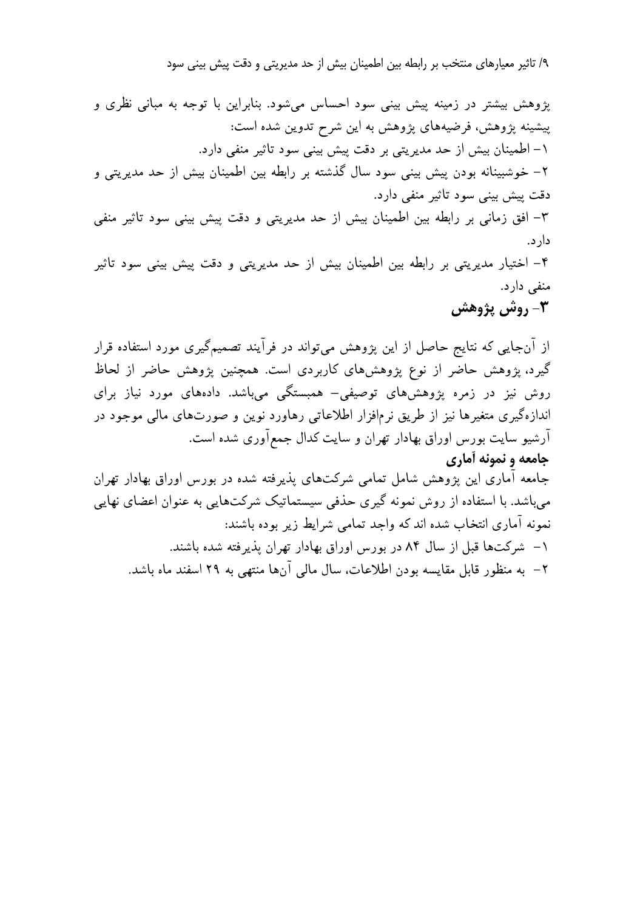پژوهش بیشتر در زمینه پیش بینی سود احساس می‌شود. بنابراین با توجه به مبانی نظری و پیشینه پژوهش، فرضیه‌های پژوهش به این شرح تدوین شده است:

۱- اطمینان بیش از حد مدیریتی بر دقت پیش بینی سود تاثیر منفی دارد.

۲- خوشبینانه بودن پیش بینی سود سال گذشته بر رابطه بین اطمینان بیش از حد مدیریتی و دقت پیش بینی سود تاثیر منفی دارد.

۳- افق زمانی بر رابطه بین اطمینان بیش از حد مدیریتی و دقت پیش بینی سود تاثیر منفی دارد.

۴- اختیار مدیریتی بر رابطه بین اطمینان بیش از حد مدیریتی و دقت پیش بینی سود تاثیر منفی دارد.

## ۳- روش پژوهش

از آن‌جایی که نتایج حاصل از این پژوهش می‌تواند در فرآیند تصمیم‌گیری مورد استفاده قرار گیرد، پژوهش حاضر از نوع پژوهش‌های کاربردی است. همچنین پژوهش حاضر از لحاظ روش نیز در زمره پژوهش‌های توصیفی- همبستگی می‌باشد. داده‌های مورد نیاز برای اندازه‌گیری متغیرها نیز از طریق نرم‌افزار اطلاعاتی رهاورد نوین و صورت‌های مالی موجود در آرشیو سایت بورس اوراق بهادار تهران و سایت کدال جمع‌آوری شده است.

### جامعه و نمونه آماری

جامعه آماری این پژوهش شامل تمامی شرکت‌های پذیرفته شده در بورس اوراق بهادار تهران می‌باشد. با استفاده از روش نمونه گیری حذفی سیستماتیک شرکت‌هایی به عنوان اعضای نهایی نمونه آماری انتخاب شده اند که واجد تمامی شرایط زیر بوده باشند:

۱- شرکت‌ها قبل از سال ۸۴ در بورس اوراق بهادار تهران پذیرفته شده باشند.

۲- به منظور قابل مقایسه بودن اطلاعات، سال مالی آن‌ها منتهی به ۲۹ اسفند ماه باشد.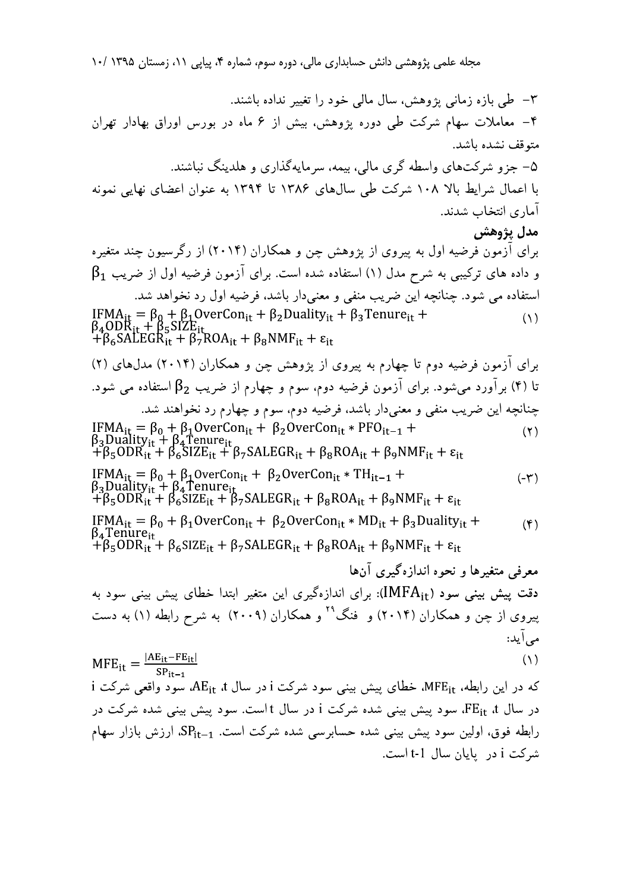۳- طی بازه زمانی پژوهش، سال مالی خود را تغییر نداده باشند.

۴- معاملات سهام شرکت طی دوره پژوهش، بیش از ۶ ماه در بورس اوراق بهادار تهران متوقف نشده باشد.

۵- جزو شرکت‌های واسطه گری مالی، بیمه، سرمایه‌گذاری و هلدینگ نباشند.

با اعمال شرایط بالا ۱۰۸ شرکت طی سال‌های ۱۳۸۶ تا ۱۳۹۴ به عنوان اعضای نهایی نمونه آماری انتخاب شدند.

**مدل پژوهش**

برای آزمون فرضیه اول به پیروی از پژوهش چن و همکاران (۲۰۱۴) از رگرسیون چند متغیره و داده های ترکیبی به شرح مدل (۱) استفاده شده است. برای آزمون فرضیه اول از ضریب $\beta_1$ استفاده می شود. چنانچه این ضریب منفی و معنی‌دار باشد، فرضیه اول رد نخواهد شد.

$$IFMA_{it} = \beta_0 + \beta_1 OverCon_{it} + \beta_2 Duality_{it} + \beta_3 Tenure_{it} + \beta_4 ODR_{it} + \beta_5 SIZE_{it} + \beta_6 SALEGR_{it} + \beta_7 ROA_{it} + \beta_8 NMF_{it} + \varepsilon_{it} \quad (۱)$$

برای آزمون فرضیه دوم تا چهارم به پیروی از پژوهش چن و همکاران (۲۰۱۴) مدل‌های (۲) تا (۴) برآورد می‌شود. برای آزمون فرضیه دوم، سوم و چهارم از ضریب $\beta_2$ استفاده می شود. چنانچه این ضریب منفی و معنی‌دار باشد، فرضیه دوم، سوم و چهارم رد نخواهند شد.

$$IFMA_{it} = \beta_0 + \beta_1 OverCon_{it} + \beta_2 OverCon_{it} * PFO_{it-1} + \beta_3 Duality_{it} + \beta_4 Tenure_{it} + \beta_5 ODR_{it} + \beta_6 SIZE_{it} + \beta_7 SALEGR_{it} + \beta_8 ROA_{it} + \beta_9 NMF_{it} + \varepsilon_{it} \quad (۲)$$

$$IFMA_{it} = \beta_0 + \beta_1 OverCon_{it} + \beta_2 OverCon_{it} * TH_{it-1} + \beta_3 Duality_{it} + \beta_4 Tenure_{it} + \beta_5 ODR_{it} + \beta_6 SIZE_{it} + \beta_7 SALEGR_{it} + \beta_8 ROA_{it} + \beta_9 NMF_{it} + \varepsilon_{it} \quad (۳-)$$

$$IFMA_{it} = \beta_0 + \beta_1 OverCon_{it} + \beta_2 OverCon_{it} * MD_{it} + \beta_3 Duality_{it} + \beta_4 Tenure_{it} + \beta_5 ODR_{it} + \beta_6 SIZE_{it} + \beta_7 SALEGR_{it} + \beta_8 ROA_{it} + \beta_9 NMF_{it} + \varepsilon_{it} \quad (۴)$$

**معرفی متغیرها و نحوه اندازه‌گیری آن‌ها**

**دقت پیش بینی سود ($IMFA_{it}$)**: برای اندازه‌گیری این متغیر ابتدا خطای پیش بینی سود به پیروی از چن و همکاران (۲۰۱۴) و فنگ[۲۹] و همکاران (۲۰۰۹) به شرح رابطه (۱) به دست می‌آید:

$$MFE_{it} = \frac{|AE_{it} - FE_{it}|}{SP_{it-1}} \quad (۱)$$

که در این رابطه، $MFE_{it}$، خطای پیش بینی سود شرکت i در سال t، $AE_{it}$، سود واقعی شرکت i در سال t، $FE_{it}$، سود پیش بینی شده شرکت i در سال t است. سود پیش بینی شده شرکت در رابطه فوق، اولین سود پیش بینی شده حسابرسی شده شرکت است. $SP_{it-1}$، ارزش بازار سهام شرکت i در پایان سال t-1 است.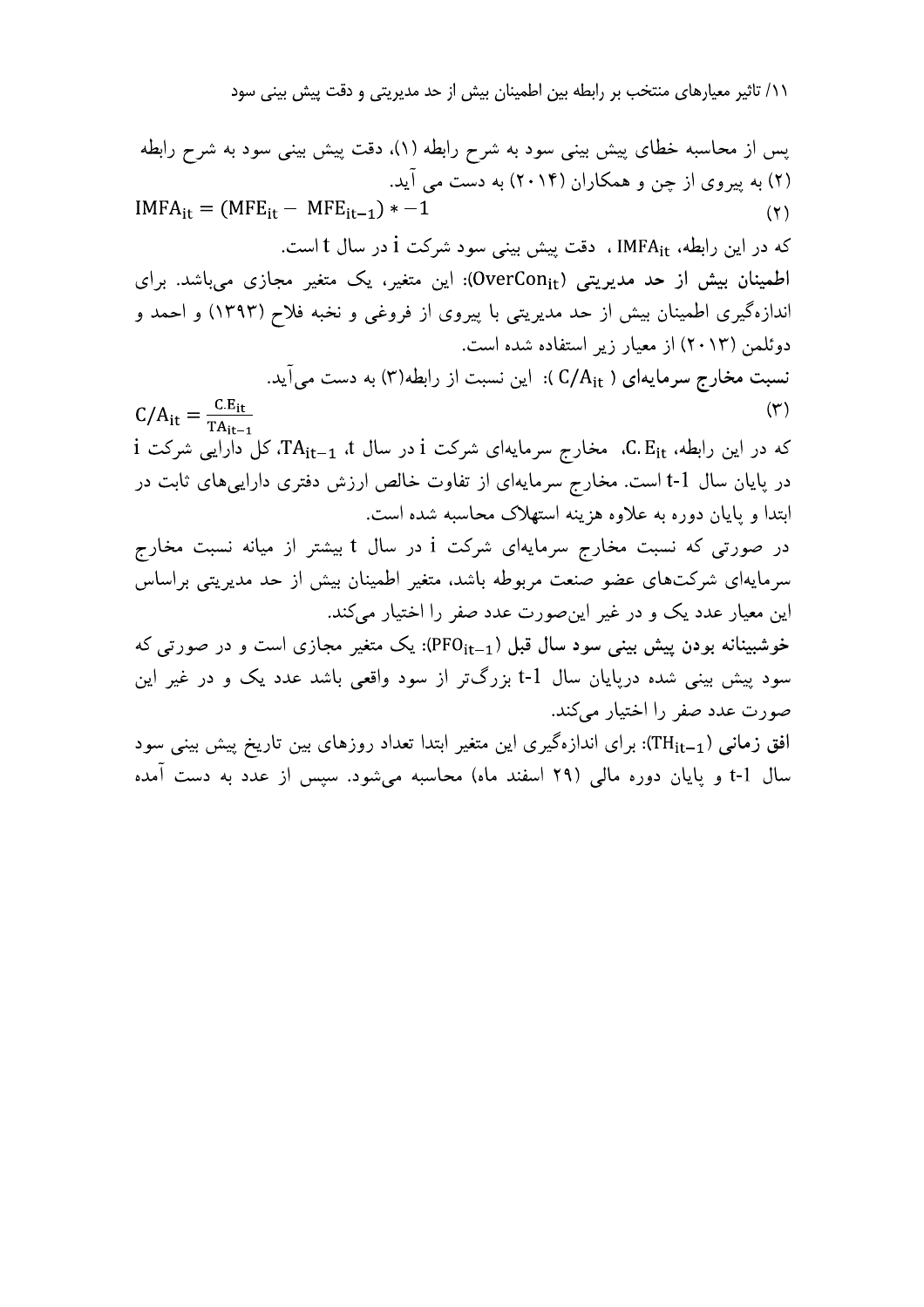پس از محاسبه خطای پیش بینی سود به شرح رابطه (۱)، دقت پیش بینی سود به شرح رابطه (۲) به پیروی از چن و همکاران (۲۰۱۴) به دست می آید.

$$IMFA_{it} = (MFE_{it} - MFE_{it-1}) * -1 \quad (۲)$$

که در این رابطه، $IMFA_{it}$ ، دقت پیش بینی سود شرکت i در سال t است.

**اطمینان بیش از حد مدیریتی** ($OverCon_{it}$): این متغیر، یک متغیر مجازی می‌باشد. برای اندازه‌گیری اطمینان بیش از حد مدیریتی با پیروی از فروغی و نخبه فلاح (۱۳۹۳) و احمد و دوئلمن (۲۰۱۳) از معیار زیر استفاده شده است.

**نسبت مخارج سرمایه‌ای** ( $C/A_{it}$ ): این نسبت از رابطه(۳) به دست می‌آید.

$$C/A_{it} = \frac{C.E_{it}}{TA_{it-1}} \quad (۳)$$

که در این رابطه، $C.E_{it}$، مخارج سرمایه‌ای شرکت i در سال t، $TA_{it-1}$، کل دارایی شرکت i در پایان سال t-1 است. مخارج سرمایه‌ای از تفاوت خالص ارزش دفتری دارایی‌های ثابت در ابتدا و پایان دوره به علاوه هزینه استهلاک محاسبه شده است.

در صورتی که نسبت مخارج سرمایه‌ای شرکت i در سال t بیشتر از میانه نسبت مخارج سرمایه‌ای شرکت‌های عضو صنعت مربوطه باشد، متغیر اطمینان بیش از حد مدیریتی براساس این معیار عدد یک و در غیر این‌صورت عدد صفر را اختیار می‌کند.

**خوشبینانه بودن پیش بینی سود سال قبل** ($PFO_{it-1}$): یک متغیر مجازی است و در صورتی که سود پیش بینی شده درپایان سال t-1 بزرگ‌تر از سود واقعی باشد عدد یک و در غیر این صورت عدد صفر را اختیار می‌کند.

**افق زمانی** ($TH_{it-1}$): برای اندازه‌گیری این متغیر ابتدا تعداد روزهای بین تاریخ پیش بینی سود سال t-1 و پایان دوره مالی (۲۹ اسفند ماه) محاسبه می‌شود. سپس از عدد به دست آمده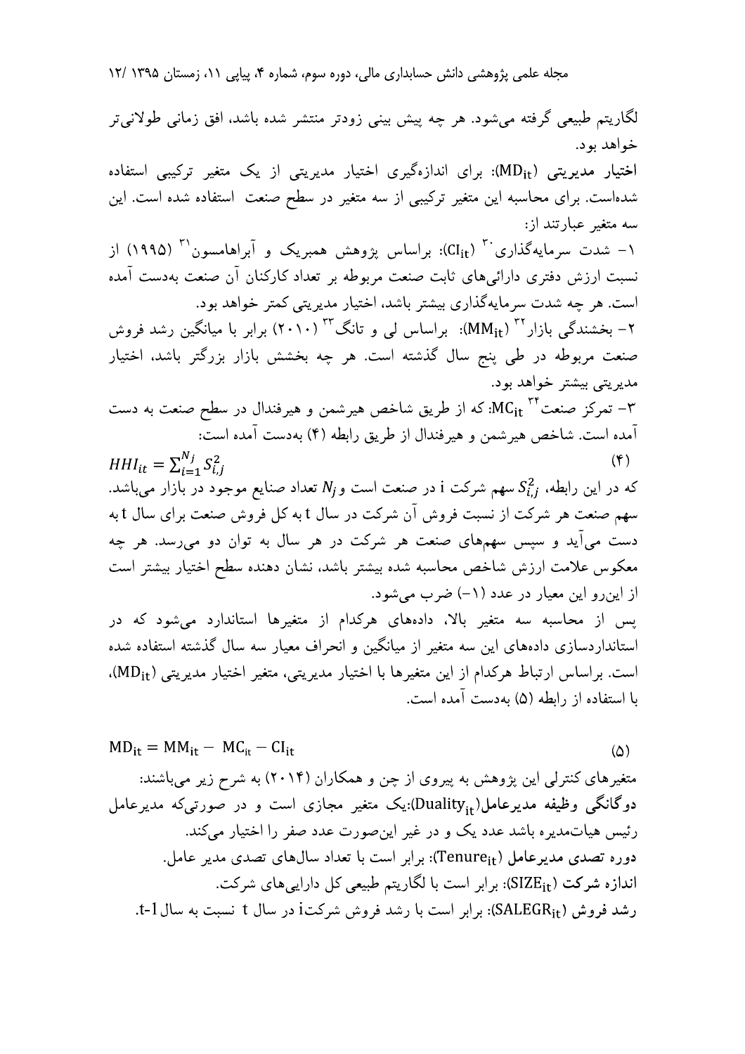لگاریتم طبیعی گرفته می‌شود. هر چه پیش بینی زودتر منتشر شده باشد، افق زمانی طولانی‌تر خواهد بود.

**اختیار مدیریتی ($MD_{it}$)**: برای اندازه‌گیری اختیار مدیریتی از یک متغیر ترکیبی استفاده شده‌است. برای محاسبه این متغیر ترکیبی از سه متغیر در سطح صنعت استفاده شده است. این سه متغیر عبارتند از:

۱- شدت سرمایه‌گذاری[30] ($CI_{it}$): براساس پژوهش همبریک و آبراهامسون[31] (۱۹۹۵) از نسبت ارزش دفتری دارائی‌های ثابت صنعت مربوطه بر تعداد کارکنان آن صنعت به‌دست آمده است. هر چه شدت سرمایه‌گذاری بیشتر باشد، اختیار مدیریتی کمتر خواهد بود.

۲- بخشندگی بازار[32] ($MM_{it}$): براساس لی و تانگ[33] (۲۰۱۰) برابر با میانگین رشد فروش صنعت مربوطه در طی پنج سال گذشته است. هر چه بخشش بازار بزرگتر باشد، اختیار مدیریتی بیشتر خواهد بود.

۳- تمرکز صنعت[34] $MC_{it}$: که از طریق شاخص هیرشمن و هیرفندال در سطح صنعت به دست آمده است. شاخص هیرشمن و هیرفندال از طریق رابطه (۴) به‌دست آمده است:

$$HHI_{it} = \sum_{i=1}^{N_j} S_{i,j}^2 \tag{۴}$$

که در این رابطه، $S_{i,j}^2$ سهم شرکت i در صنعت است و $N_j$ تعداد صنایع موجود در بازار می‌باشد. سهم صنعت هر شرکت از نسبت فروش آن شرکت در سال t به کل فروش صنعت برای سال t به دست می‌آید و سپس سهم‌های صنعت هر شرکت در هر سال به توان دو می‌رسد. هر چه معکوس علامت ارزش شاخص محاسبه شده بیشتر باشد، نشان دهنده سطح اختیار بیشتر است از این‌رو این معیار در عدد (۱-) ضرب می‌شود.

پس از محاسبه سه متغیر بالا، داده‌های هرکدام از متغیرها استاندارد می‌شود که در استانداردسازی داده‌های این سه متغیر از میانگین و انحراف معیار سه سال گذشته استفاده شده است. براساس ارتباط هرکدام از این متغیرها با اختیار مدیریتی، متغیر اختیار مدیریتی ($MD_{it}$)، با استفاده از رابطه (۵) به‌دست آمده است.

$$MD_{it} = MM_{it} - MC_{it} - CI_{it} \tag{۵}$$

متغیرهای کنترلی این پژوهش به پیروی از چن و همکاران (۲۰۱۴) به شرح زیر می‌باشند:

**دوگانگی وظیفه مدیرعامل($Duality_{it}$)**:یک متغیر مجازی است و در صورتی‌که مدیرعامل رئیس هیات‌مدیره باشد عدد یک و در غیر این‌صورت عدد صفر را اختیار می‌کند.

**دوره تصدی مدیرعامل** ($Tenure_{it}$): برابر است با تعداد سال‌های تصدی مدیر عامل.

**اندازه شرکت** ($SIZE_{it}$): برابر است با لگاریتم طبیعی کل دارایی‌های شرکت.

**رشد فروش** ($SALEGR_{it}$): برابر است با رشد فروش شرکت i در سال t نسبت به سال t-1.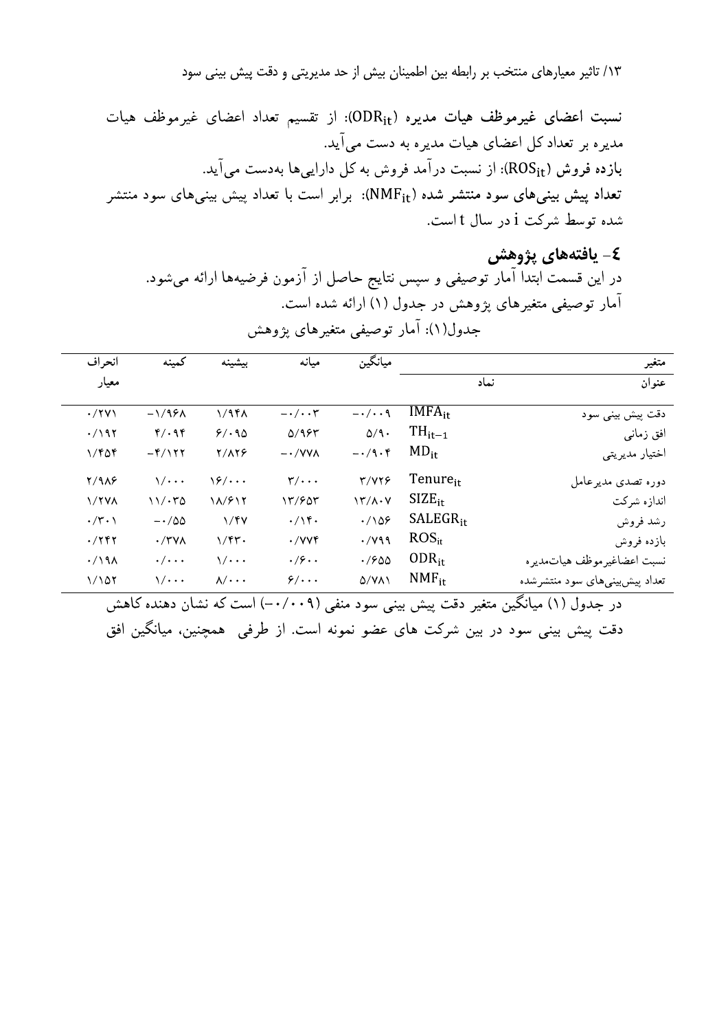**نسبت اعضای غیرموظف هیات مدیره** ($ODR_{it}$): از تقسیم تعداد اعضای غیرموظف هیات مدیره بر تعداد کل اعضای هیات مدیره به دست می‌آید.

**بازده فروش** ($ROS_{it}$): از نسبت درآمد فروش به کل دارایی‌ها به‌دست می‌آید.

**تعداد پیش بینی‌های سود منتشر شده** ($NMF_{it}$): برابر است با تعداد پیش بینی‌های سود منتشر شده توسط شرکت i در سال t است.

## ٤- یافته‌های پژوهش

در این قسمت ابتدا آمار توصیفی و سپس نتایج حاصل از آزمون فرضیه‌ها ارائه می‌شود.

آمار توصیفی متغیرهای پژوهش در جدول (۱) ارائه شده است.

جدول(۱): آمار توصیفی متغیرهای پژوهش

| متغیر: عنوان | نماد | میانگین | میانه | بیشینه | کمینه | انحراف معیار |
|---|---|---|---|---|---|---|
| دقت پیش بینی سود | $IMFA_{it}$ | ۰/۰۰۹- | ۰/۰۰۳- | ۱/۹۴۸ | ۱/۹۶۸- | ۰/۲۷۱ |
| افق زمانی | $TH_{it-1}$ | ۵/۹۰ | ۵/۹۶۳ | ۶/۰۹۵ | ۴/۰۹۴ | ۰/۱۹۲ |
| اختیار مدیریتی | $MD_{it}$ | ۰/۹۰۴- | ۰/۷۷۸- | ۲/۸۲۶ | ۴/۱۲۲- | ۱/۴۵۴ |
| دوره تصدی مدیرعامل | $Tenure_{it}$ | ۳/۷۲۶ | ۳/۰۰۰ | ۱۶/۰۰۰ | ۱/۰۰۰ | ۲/۹۸۶ |
| اندازه شرکت | $SIZE_{it}$ | ۱۳/۸۰۷ | ۱۳/۶۵۳ | ۱۸/۶۱۲ | ۱۱/۰۳۵ | ۱/۲۷۸ |
| رشد فروش | $SALEGR_{it}$ | ۰/۱۵۶ | ۰/۱۴۰ | ۱/۴۷ | ۰/۵۵- | ۰/۳۰۱ |
| بازده فروش | $ROS_{it}$ | ۰/۷۹۹ | ۰/۷۷۴ | ۱/۴۳۰ | ۰/۳۷۸ | ۰/۲۴۲ |
| نسبت اعضاغیرموظف هیات‌مدیره | $ODR_{it}$ | ۰/۶۵۵ | ۰/۶۰۰ | ۱/۰۰۰ | ۰/۰۰۰ | ۰/۱۹۸ |
| تعداد پیش‌بینی‌های سود منتشرشده | $NMF_{it}$ | ۵/۷۸۱ | ۶/۰۰۰ | ۸/۰۰۰ | ۱/۰۰۰ | ۱/۱۵۲ |

در جدول (۱) میانگین متغیر دقت پیش بینی سود منفی (۰/۰۰۹-) است که نشان دهنده کاهش دقت پیش بینی سود در بین شرکت های عضو نمونه است. از طرفی همچنین، میانگین افق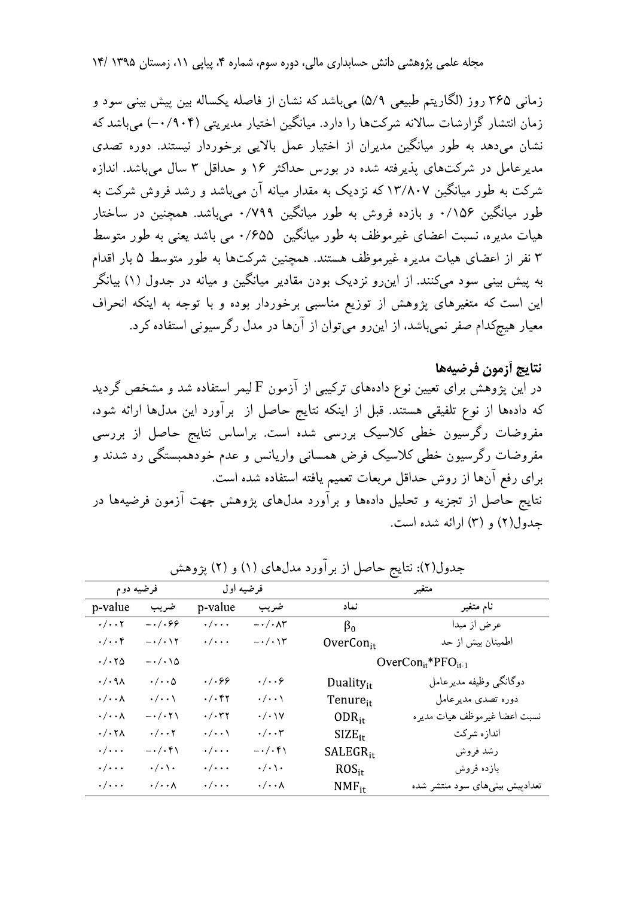زمانی ۳۶۵ روز (لگاریتم طبیعی ۵/۹) می‌باشد که نشان از فاصله یکساله بین پیش بینی سود و زمان انتشار گزارشات سالانه شرکت‌ها را دارد. میانگین اختیار مدیریتی (۰/۹۰۴-) می‌باشد که نشان می‌دهد به طور میانگین مدیران از اختیار عمل بالایی برخوردار نیستند. دوره تصدی مدیرعامل در شرکت‌های پذیرفته شده در بورس حداکثر ۱۶ و حداقل ۳ سال می‌باشد. اندازه شرکت به طور میانگین ۱۳/۸۰۷ که نزدیک به مقدار میانه آن می‌باشد و رشد فروش شرکت به طور میانگین ۰/۱۵۶ و بازده فروش به طور میانگین ۰/۷۹۹ می‌باشد. همچنین در ساختار هیات مدیره، نسبت اعضای غیرموظف به طور میانگین ۰/۶۵۵ می باشد یعنی به طور متوسط ۳ نفر از اعضای هیات مدیره غیرموظف هستند. همچنین شرکت‌ها به طور متوسط ۵ بار اقدام به پیش بینی سود می‌کنند. از این‌رو نزدیک بودن مقادیر میانگین و میانه در جدول (۱) بیانگر این است که متغیرهای پژوهش از توزیع مناسبی برخوردار بوده و با توجه به اینکه انحراف معیار هیچ‌کدام صفر نمی‌باشد، از این‌رو می‌توان از آن‌ها در مدل رگرسیونی استفاده کرد.

## نتایج آزمون فرضیه‌ها

در این پژوهش برای تعیین نوع داده‌های ترکیبی از آزمون F لیمر استفاده شد و مشخص گردید که داده‌ها از نوع تلفیقی هستند. قبل از اینکه نتایج حاصل از برآورد این مدل‌ها ارائه شود، مفروضات رگرسیون خطی کلاسیک بررسی شده است. براساس نتایج حاصل از بررسی مفروضات رگرسیون خطی کلاسیک فرض همسانی واریانس و عدم خودهمبستگی رد شدند و برای رفع آن‌ها از روش حداقل مربعات تعمیم یافته استفاده شده است.

نتایج حاصل از تجزیه و تحلیل داده‌ها و برآورد مدل‌های پژوهش جهت آزمون فرضیه‌ها در جدول(۲) و (۳) ارائه شده است.

جدول(۲): نتایج حاصل از برآورد مدل‌های (۱) و (۲) پژوهش

| متغیر | | فرضیه اول | | فرضیه دوم | |
|---|---|---|---|---|---|
| نام متغیر | نماد | ضریب | p-value | ضریب | p-value |
| عرض از مبدا | $\beta_0$ | ۰/۰۸۳- | ۰/۰۰۰ | ۰/۰۶۶- | ۰/۰۰۲ |
| اطمینان بیش از حد | $OverCon_{it}$ | ۰/۰۱۳- | ۰/۰۰۰ | ۰/۰۱۲- | ۰/۰۰۴ |
| $OverCon_{it}*PFO_{it-1}$ | | | | ۰/۰۱۵- | ۰/۰۲۵ |
| دوگانگی وظیفه مدیرعامل | $Duality_{it}$ | ۰/۰۰۶ | ۰/۰۶۶ | ۰/۰۰۵ | ۰/۰۹۸ |
| دوره تصدی مدیرعامل | $Tenure_{it}$ | ۰/۰۰۱ | ۰/۰۴۲ | ۰/۰۰۱ | ۰/۰۰۸ |
| نسبت اعضا غیرموظف هیات مدیره | $ODR_{it}$ | ۰/۰۱۷ | ۰/۰۳۲ | ۰/۰۲۱- | ۰/۰۰۸ |
| اندازه شرکت | $SIZE_{it}$ | ۰/۰۰۳ | ۰/۰۰۱ | ۰/۰۰۲ | ۰/۰۲۸ |
| رشد فروش | $SALEGR_{it}$ | ۰/۰۴۱- | ۰/۰۰۰ | ۰/۰۴۱- | ۰/۰۰۰ |
| بازده فروش | $ROS_{it}$ | ۰/۰۱۰ | ۰/۰۰۰ | ۰/۰۱۰ | ۰/۰۰۰ |
| تعدادپیش بینی‌های سود منتشر شده | $NMF_{it}$ | ۰/۰۰۸ | ۰/۰۰۰ | ۰/۰۰۸ | ۰/۰۰۰ |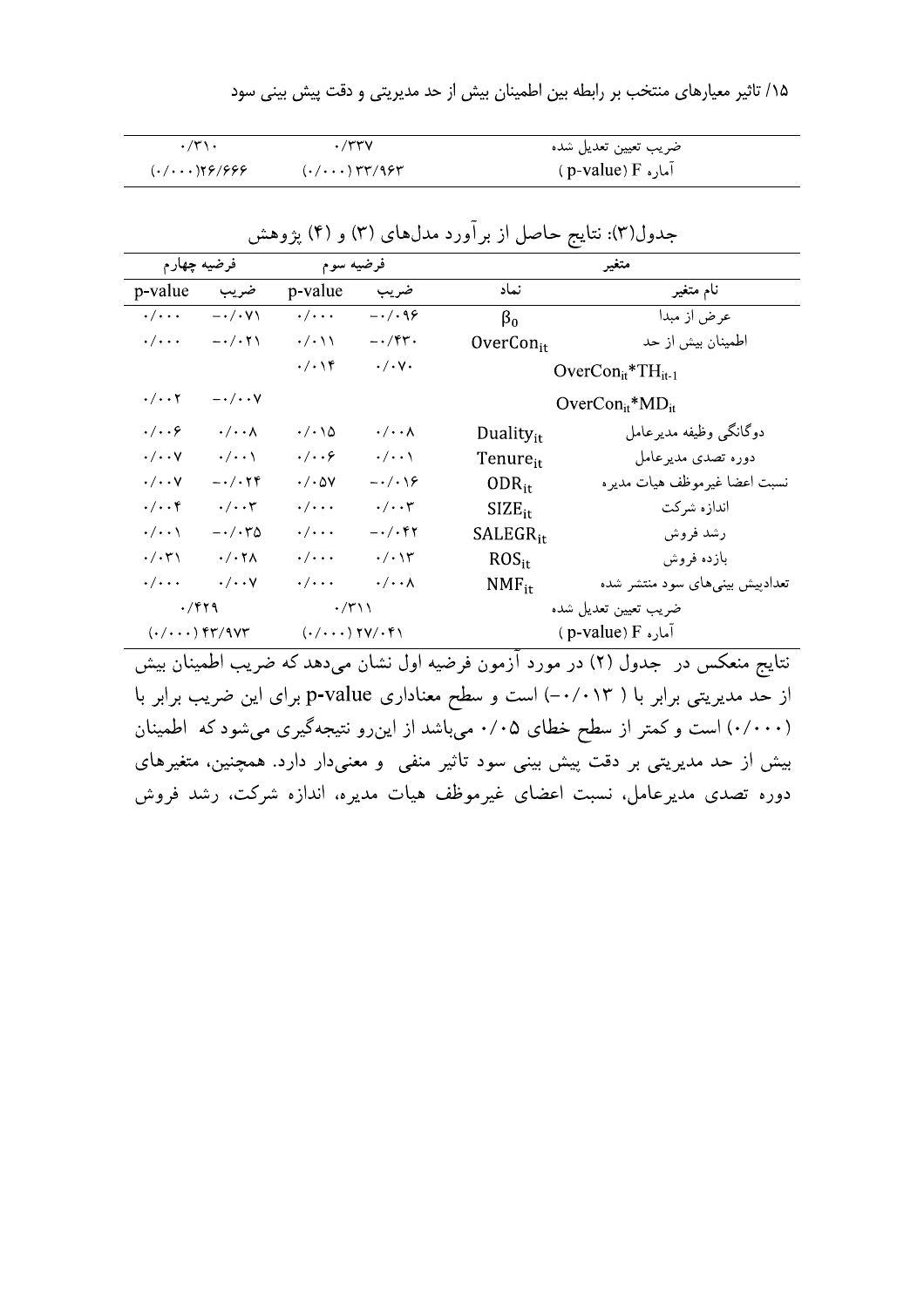| | | |
|---|---|---|
| ضریب تعیین تعدیل شده | ۰/۳۳۷ | ۰/۳۱۰ |
| آماره F (p-value) | ۳۳/۹۶۳ (۰/۰۰۰) | ۲۶/۶۶۶(۰/۰۰۰) |

جدول(۳): نتایج حاصل از برآورد مدل‌های (۳) و (۴) پژوهش

| متغیر | | فرضیه سوم | | فرضیه چهارم | |
|---|---|---|---|---|---|
| نام متغیر | نماد | ضریب | p-value | ضریب | p-value |
| عرض از مبدا | $\beta_0$ | -۰/۰۹۶ | ۰/۰۰۰ | -۰/۰۷۱ | ۰/۰۰۰ |
| اطمینان بیش از حد | $OverCon_{it}$ | -۰/۴۳۰ | ۰/۰۱۱ | -۰/۰۲۱ | ۰/۰۰۰ |
| $OverCon_{it}*TH_{it-1}$ | | ۰/۰۷۰ | ۰/۰۱۴ | | |
| $OverCon_{it}*MD_{it}$ | | | | -۰/۰۰۷ | ۰/۰۰۲ |
| دوگانگی وظیفه مدیرعامل | $Duality_{it}$ | ۰/۰۰۸ | ۰/۰۱۵ | ۰/۰۰۸ | ۰/۰۰۶ |
| دوره تصدی مدیرعامل | $Tenure_{it}$ | ۰/۰۰۱ | ۰/۰۰۶ | ۰/۰۰۱ | ۰/۰۰۷ |
| نسبت اعضا غیرموظف هیات مدیره | $ODR_{it}$ | -۰/۰۱۶ | ۰/۰۵۷ | -۰/۰۲۴ | ۰/۰۰۷ |
| اندازه شرکت | $SIZE_{it}$ | ۰/۰۰۳ | ۰/۰۰۰ | ۰/۰۰۳ | ۰/۰۰۴ |
| رشد فروش | $SALEGR_{it}$ | -۰/۰۴۲ | ۰/۰۰۰ | -۰/۰۳۵ | ۰/۰۰۱ |
| بازده فروش | $ROS_{it}$ | ۰/۰۱۳ | ۰/۰۰۰ | ۰/۰۲۸ | ۰/۰۳۱ |
| تعدادپیش بینی‌های سود منتشر شده | $NMF_{it}$ | ۰/۰۰۸ | ۰/۰۰۰ | ۰/۰۰۷ | ۰/۰۰۰ |
| ضریب تعیین تعدیل شده | | ۰/۳۱۱ | | ۰/۴۲۹ | |
| آماره F (p-value) | | ۲۷/۰۴۱ (۰/۰۰۰) | | ۴۳/۹۷۳ (۰/۰۰۰) | |

نتایج منعکس در جدول (۲) در مورد آزمون فرضیه اول نشان می‌دهد که ضریب اطمینان بیش از حد مدیریتی برابر با (۰/۰۱۳-) است و سطح معناداری p-value برای این ضریب برابر با (۰/۰۰۰) است و کمتر از سطح خطای ۰/۰۵ می‌باشد از این‌رو نتیجه‌گیری می‌شود که اطمینان بیش از حد مدیریتی بر دقت پیش بینی سود تاثیر منفی و معنی‌دار دارد. همچنین، متغیرهای دوره تصدی مدیرعامل، نسبت اعضای غیرموظف هیات مدیره، اندازه شرکت، رشد فروش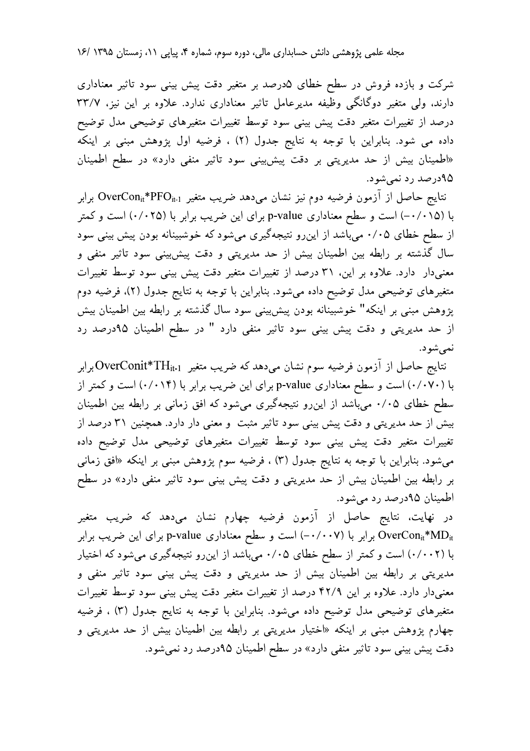شرکت و بازده فروش در سطح خطای ۵درصد بر متغیر دقت پیش بینی سود تاثیر معناداری دارند، ولی متغیر دوگانگی وظیفه مدیرعامل تاثیر معناداری ندارد. علاوه بر این نیز، ۳۳/۷ درصد از تغییرات متغیر دقت پیش بینی سود توسط تغییرات متغیرهای توضیحی مدل توضیح داده می شود. بنابراین با توجه به نتایج جدول (۲) ، فرضیه اول پژوهش مبنی بر اینکه «اطمینان بیش از حد مدیریتی بر دقت پیش‌بینی سود تاثیر منفی دارد» در سطح اطمینان ۹۵درصد رد نمی‌شود.

نتایج حاصل از آزمون فرضیه دوم نیز نشان می‌دهد ضریب متغیر $OverCon_{it}*PFO_{it-1}$ برابر با (۰/۰۱۵-) است و سطح معناداری p-value برای این ضریب برابر با (۰/۰۲۵) است و کمتر از سطح خطای ۰/۰۵ می‌باشد از این‌رو نتیجه‌گیری می‌شود که خوشبینانه بودن پیش بینی سود سال گذشته بر رابطه بین اطمینان بیش از حد مدیریتی و دقت پیش‌بینی سود تاثیر منفی و معنی‌دار دارد. علاوه بر این، ۳۱ درصد از تغییرات متغیر دقت پیش بینی سود توسط تغییرات متغیرهای توضیحی مدل توضیح داده می‌شود. بنابراین با توجه به نتایج جدول (۲)، فرضیه دوم پژوهش مبنی بر اینکه" خوشبینانه بودن پیش‌بینی سود سال گذشته بر رابطه بین اطمینان بیش از حد مدیریتی و دقت پیش بینی سود تاثیر منفی دارد " در سطح اطمینان ۹۵درصد رد نمی‌شود.

نتایج حاصل از آزمون فرضیه سوم نشان می‌دهد که ضریب متغیر $OverConit*TH_{it-1}$برابر با (۰/۰۷۰) است و سطح معناداری p-value برای این ضریب برابر با (۰/۰۱۴) است و کمتر از سطح خطای ۰/۰۵ می‌باشد از این‌رو نتیجه‌گیری می‌شود که افق زمانی بر رابطه بین اطمینان بیش از حد مدیریتی و دقت پیش بینی سود تاثیر مثبت و معنی دار دارد. همچنین ۳۱ درصد از تغییرات متغیر دقت پیش بینی سود توسط تغییرات متغیرهای توضیحی مدل توضیح داده می‌شود. بنابراین با توجه به نتایج جدول (۳) ، فرضیه سوم پژوهش مبنی بر اینکه «افق زمانی بر رابطه بین اطمینان بیش از حد مدیریتی و دقت پیش بینی سود تاثیر منفی دارد» در سطح اطمینان ۹۵درصد رد می‌شود.

در نهایت، نتایج حاصل از آزمون فرضیه چهارم نشان می‌دهد که ضریب متغیر $OverCon_{it}*MD_{it}$ برابر با (۰/۰۰۷-) است و سطح معناداری p-value برای این ضریب برابر با (۰/۰۰۲) است و کمتر از سطح خطای ۰/۰۵ می‌باشد از این‌رو نتیجه‌گیری می‌شود که اختیار مدیریتی بر رابطه بین اطمینان بیش از حد مدیریتی و دقت پیش بینی سود تاثیر منفی و معنی‌دار دارد. علاوه بر این ۴۲/۹ درصد از تغییرات متغیر دقت پیش بینی سود توسط تغییرات متغیرهای توضیحی مدل توضیح داده می‌شود. بنابراین با توجه به نتایج جدول (۳) ، فرضیه چهارم پژوهش مبنی بر اینکه «اختیار مدیریتی بر رابطه بین اطمینان بیش از حد مدیریتی و دقت پیش بینی سود تاثیر منفی دارد» در سطح اطمینان ۹۵درصد رد نمی‌شود.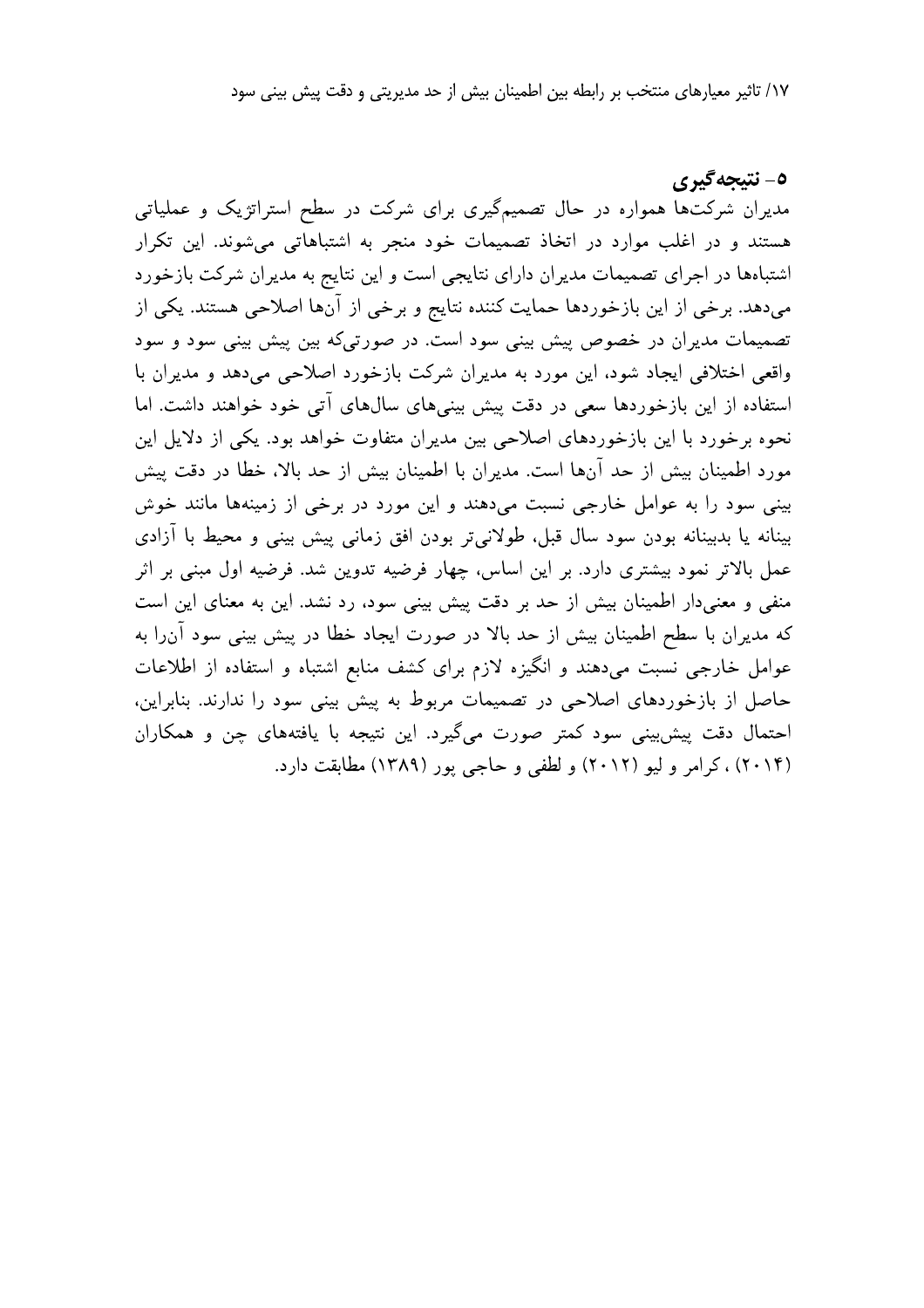## ۵- نتیجه‌گیری

مدیران شرکت‌ها همواره در حال تصمیم‌گیری برای شرکت در سطح استراتژیک و عملیاتی هستند و در اغلب موارد در اتخاذ تصمیمات خود منجر به اشتباهاتی می‌شوند. این تکرار اشتباه‌ها در اجرای تصمیمات مدیران دارای نتایجی است و این نتایج به مدیران شرکت بازخورد می‌دهد. برخی از این بازخوردها حمایت کننده نتایج و برخی از آن‌ها اصلاحی هستند. یکی از تصمیمات مدیران در خصوص پیش بینی سود است. در صورتی‌که بین پیش بینی سود و سود واقعی اختلافی ایجاد شود، این مورد به مدیران شرکت بازخورد اصلاحی می‌دهد و مدیران با استفاده از این بازخوردها سعی در دقت پیش بینی‌های سال‌های آتی خود خواهند داشت. اما نحوه برخورد با این بازخوردهای اصلاحی بین مدیران متفاوت خواهد بود. یکی از دلایل این مورد اطمینان بیش از حد آن‌ها است. مدیران با اطمینان بیش از حد بالا، خطا در دقت پیش بینی سود را به عوامل خارجی نسبت می‌دهند و این مورد در برخی از زمینه‌ها مانند خوش بینانه یا بدبینانه بودن سود سال قبل، طولانی‌تر بودن افق زمانی پیش بینی و محیط با آزادی عمل بالاتر نمود بیشتری دارد. بر این اساس، چهار فرضیه تدوین شد. فرضیه اول مبنی بر اثر منفی و معنی‌دار اطمینان بیش از حد بر دقت پیش بینی سود، رد نشد. این به معنای این است که مدیران با سطح اطمینان بیش از حد بالا در صورت ایجاد خطا در پیش بینی سود آن‌را به عوامل خارجی نسبت می‌دهند و انگیزه لازم برای کشف منابع اشتباه و استفاده از اطلاعات حاصل از بازخوردهای اصلاحی در تصمیمات مربوط به پیش بینی سود را ندارند. بنابراین، احتمال دقت پیش‌بینی سود کمتر صورت می‌گیرد. این نتیجه با یافته‌های چن و همکاران (۲۰۱۴) ، کرامر و لیو (۲۰۱۲) و لطفی و حاجی پور (۱۳۸۹) مطابقت دارد.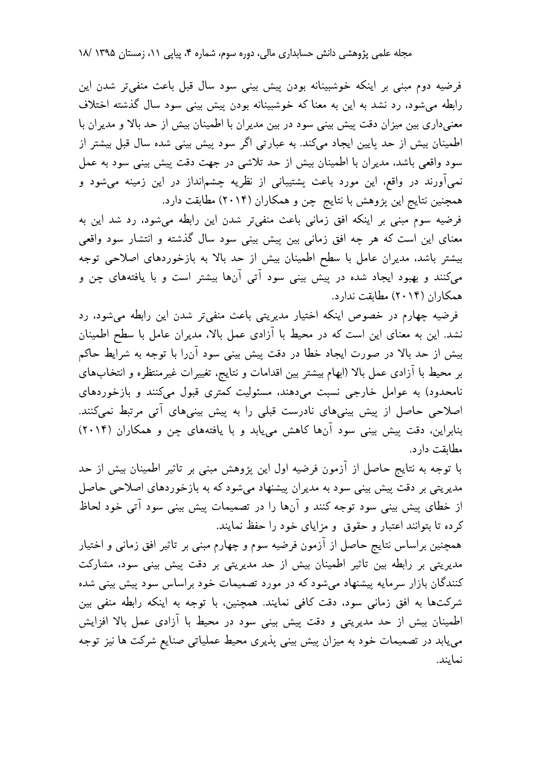فرضیه دوم مبنی بر اینکه خوشبینانه بودن پیش بینی سود سال قبل باعث منفی‌تر شدن این رابطه می‌شود، رد نشد به این به معنا که خوشبینانه بودن پیش بینی سود سال گذشته اختلاف معنی‌داری بین میزان دقت پیش بینی سود در بین مدیران با اطمینان بیش از حد بالا و مدیران با اطمینان بیش از حد پایین ایجاد می‌کند. به عبارتی اگر سود پیش بینی شده سال قبل بیشتر از سود واقعی باشد، مدیران با اطمینان بیش از حد تلاشی در جهت دقت پیش بینی سود به عمل نمی‌آورند در واقع، این مورد باعث پشتیبانی از نظریه چشم‌انداز در این زمینه می‌شود و همچنین نتایج این پژوهش با نتایج چن و همکاران (۲۰۱۴) مطابقت دارد.

فرضیه سوم مبنی بر اینکه افق زمانی باعث منفی‌تر شدن این رابطه می‌شود، رد شد این به معنای این است که هر چه افق زمانی بین پیش بینی سود سال گذشته و انتشار سود واقعی بیشتر باشد، مدیران عامل با سطح اطمینان بیش از حد بالا به بازخوردهای اصلاحی توجه می‌کنند و بهبود ایجاد شده در پیش بینی سود آتی آن‌ها بیشتر است و با یافته‌های چن و همکاران (۲۰۱۴) مطابقت ندارد.

فرضیه چهارم در خصوص اینکه اختیار مدیریتی باعث منفی‌تر شدن این رابطه می‌شود، رد نشد. این به معنای این است که در محیط با آزادی عمل بالا، مدیران عامل با سطح اطمینان بیش از حد بالا در صورت ایجاد خطا در دقت پیش بینی سود آن‌را با توجه به شرایط حاکم بر محیط با آزادی عمل بالا (ابهام بیشتر بین اقدامات و نتایج، تغییرات غیرمنتظره و انتخاب‌های نامحدود) به عوامل خارجی نسبت می‌دهند، مسئولیت کمتری قبول می‌کنند و بازخوردهای اصلاحی حاصل از پیش بینی‌های نادرست قبلی را به پیش بینی‌های آتی مرتبط نمی‌کنند. بنابراین، دقت پیش بینی سود آن‌ها کاهش می‌یابد و با یافته‌های چن و همکاران (۲۰۱۴) مطابقت دارد.

با توجه به نتایج حاصل از آزمون فرضیه اول این پژوهش مبنی بر تاثیر اطمینان بیش از حد مدیریتی بر دقت پیش بینی سود به مدیران پیشنهاد می‌شود که به بازخوردهای اصلاحی حاصل از خطای پیش بینی سود توجه کنند و آن‌ها را در تصمیمات پیش بینی سود آتی خود لحاظ کرده تا بتوانند اعتبار و حقوق و مزایای خود را حفظ نمایند.

همچنین براساس نتایج حاصل از آزمون فرضیه سوم و چهارم مبنی بر تاثیر افق زمانی و اختیار مدیریتی بر رابطه بین تاثیر اطمینان بیش از حد مدیریتی بر دقت پیش بینی سود، مشارکت کنندگان بازار سرمایه پیشنهاد می‌شود که در مورد تصمیمات خود براساس سود پیش بینی شده شرکت‌ها به افق زمانی سود، دقت کافی نمایند. همچنین، با توجه به اینکه رابطه منفی بین اطمینان بیش از حد مدیریتی و دقت پیش بینی سود در محیط با آزادی عمل بالا افزایش می‌یابد در تصمیمات خود به میزان پیش بینی پذیری محیط عملیاتی صنایع شرکت ها نیز توجه نمایند.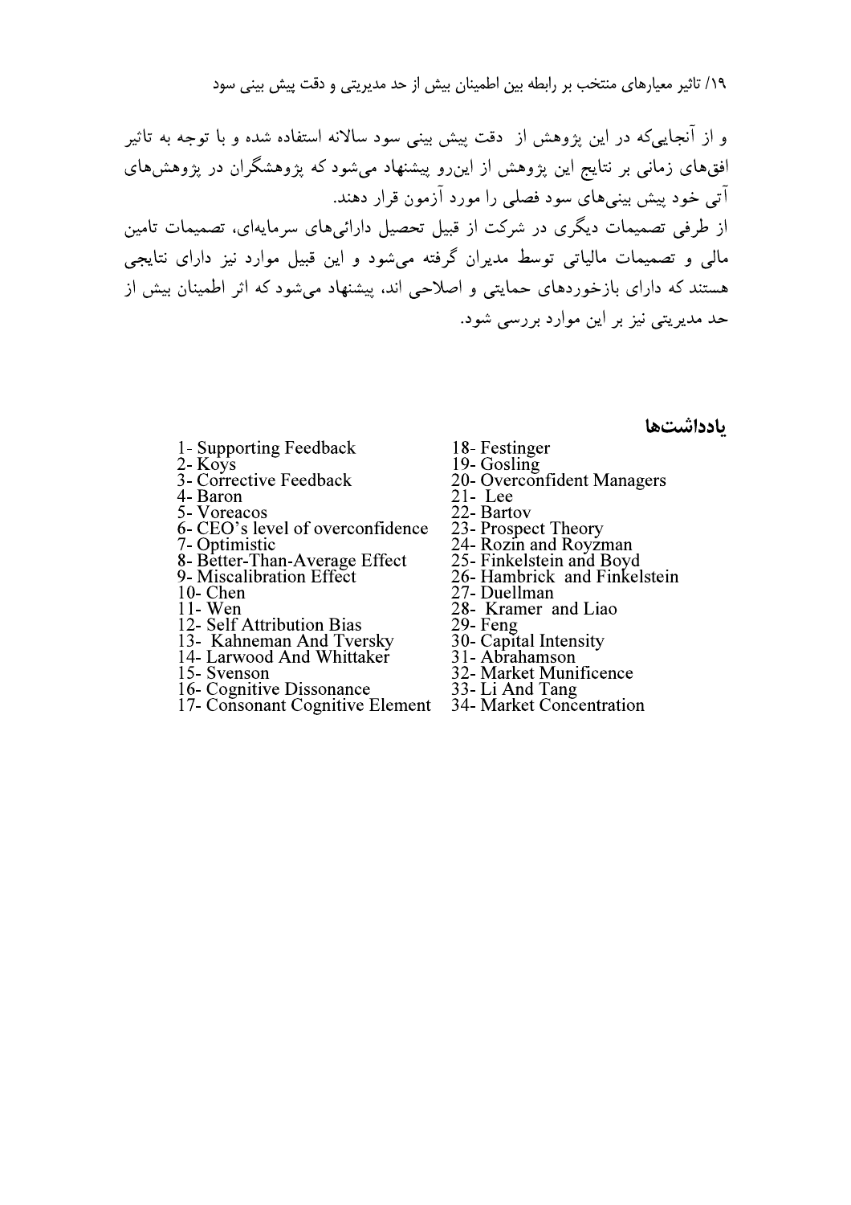و از آنجایی‌که در این پژوهش از دقت پیش بینی سود سالانه استفاده شده و با توجه به تاثیر افق‌های زمانی بر نتایج این پژوهش از این‌رو پیشنهاد می‌شود که پژوهشگران در پژوهش‌های آتی خود پیش بینی‌های سود فصلی را مورد آزمون قرار دهند.

از طرفی تصمیمات دیگری در شرکت از قبیل تحصیل دارائی‌های سرمایه‌ای، تصمیمات تامین مالی و تصمیمات مالیاتی توسط مدیران گرفته می‌شود و این قبیل موارد نیز دارای نتایجی هستند که دارای بازخوردهای حمایتی و اصلاحی اند، پیشنهاد می‌شود که اثر اطمینان بیش از حد مدیریتی نیز بر این موارد بررسی شود.

## یادداشت‌ها

1- Supporting Feedback
2- Koys
3- Corrective Feedback
4- Baron
5- Voreacos
6- CEO's level of overconfidence
7- Optimistic
8- Better-Than-Average Effect
9- Miscalibration Effect
10- Chen
11- Wen
12- Self Attribution Bias
13- Kahneman And Tversky
14- Larwood And Whittaker
15- Svenson
16- Cognitive Dissonance
17- Consonant Cognitive Element
18- Festinger
19- Gosling
20- Overconfident Managers
21- Lee
22- Bartov
23- Prospect Theory
24- Rozin and Royzman
25- Finkelstein and Boyd
26- Hambrick and Finkelstein
27- Duellman
28- Kramer and Liao
29- Feng
30- Capital Intensity
31- Abrahamson
32- Market Munificence
33- Li And Tang
34- Market Concentration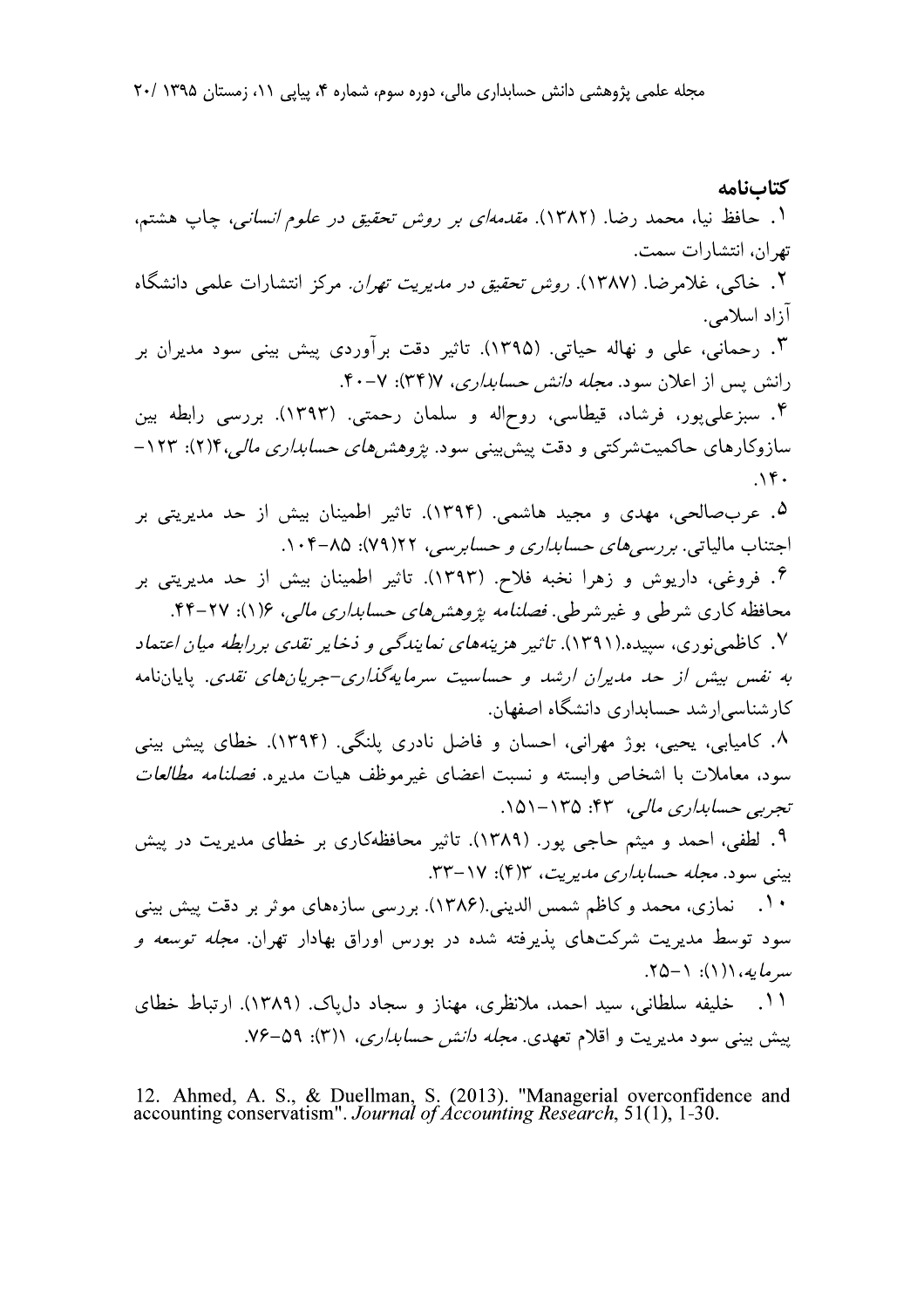## کتاب‌نامه

۱. حافظ نیا، محمد رضا. (۱۳۸۲). *مقدمه‌ای بر روش تحقیق در علوم انسانی*، چاپ هشتم، تهران، انتشارات سمت.

۲. خاکی، غلامرضا. (۱۳۸۷). *روش تحقیق در مدیریت تهران*. مرکز انتشارات علمی دانشگاه آزاد اسلامی.

۳. رحمانی، علی و نهاله حیاتی. (۱۳۹۵). تاثیر دقت برآوردی پیش بینی سود مدیران بر رانش پس از اعلان سود. *مجله دانش حسابداری*، ۷(۳۴): ۷-۴۰.

۴. سبزعلی‌پور، فرشاد، قیطاسی، روح‌اله و سلمان رحمتی. (۱۳۹۳). بررسی رابطه بین سازوکارهای حاکمیت‌شرکتی و دقت پیش‌بینی سود. *پژوهش‌های حسابداری مالی*،۴(۲): ۱۲۳-۱۴۰.

۵. عرب‌صالحی، مهدی و مجید هاشمی. (۱۳۹۴). تاثیر اطمینان بیش از حد مدیریتی بر اجتناب مالیاتی. *بررسی‌های حسابداری و حسابرسی*، ۲۲(۷۹): ۸۵-۱۰۴.

۶. فروغی، داریوش و زهرا نخبه فلاح. (۱۳۹۳). تاثیر اطمینان بیش از حد مدیریتی بر محافظه کاری شرطی و غیرشرطی. *فصلنامه پژوهش‌های حسابداری مالی*، ۶(۱): ۲۷-۴۴.

۷. کاظمی‌نوری، سپیده.(۱۳۹۱). *تاثیر هزینه‌های نمایندگی و ذخایر نقدی بر رابطه میان اعتماد به نفس بیش از حد مدیران ارشد و حساسیت سرمایه‌گذاری-جریان‌های نقدی*. پایان‌نامه کارشناسی‌ارشد حسابداری دانشگاه اصفهان.

۸. کامیابی، یحیی، بوژ مهرانی، احسان و فاضل نادری پلنگی. (۱۳۹۴). خطای پیش بینی سود، معاملات با اشخاص وابسته و نسبت اعضای غیرموظف هیات مدیره. *فصلنامه مطالعات تجربی حسابداری مالی*، ۴۳: ۱۳۵-۱۵۱.

۹. لطفی، احمد و میثم حاجی پور. (۱۳۸۹). تاثیر محافظه‌کاری بر خطای مدیریت در پیش بینی سود. *مجله حسابداری مدیریت*، ۳(۴): ۱۷-۳۳.

۱۰. نمازی، محمد و کاظم شمس الدینی.(۱۳۸۶). بررسی سازه‌های موثر بر دقت پیش بینی سود توسط مدیریت شرکت‌های پذیرفته شده در بورس اوراق بهادار تهران. *مجله توسعه و سرمایه*،۱(۱): ۱-۲۵.

۱۱. خلیفه سلطانی، سید احمد، ملانظری، مهناز و سجاد دل‌پاک. (۱۳۸۹). ارتباط خطای پیش بینی سود مدیریت و اقلام تعهدی. *مجله دانش حسابداری*، ۱(۳): ۵۹-۷۶.

12. Ahmed, A. S., & Duellman, S. (2013). "Managerial overconfidence and accounting conservatism". *Journal of Accounting Research*, 51(1), 1-30.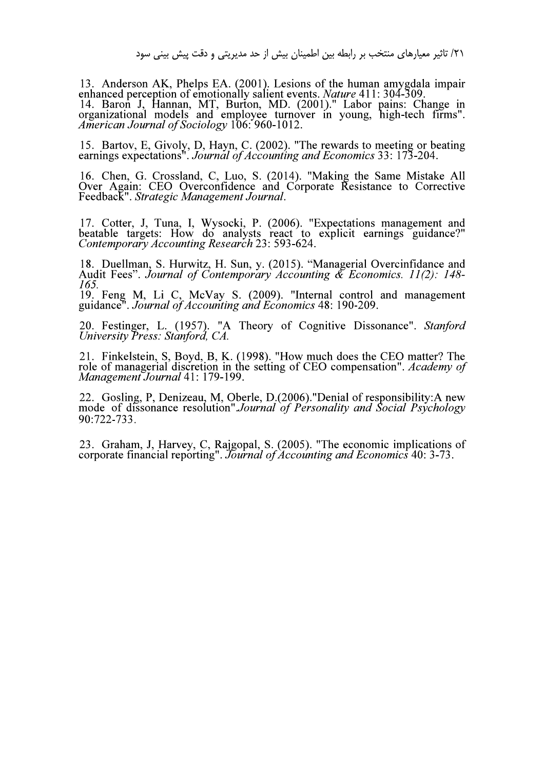13. Anderson AK, Phelps EA. (2001). Lesions of the human amygdala impair enhanced perception of emotionally salient events. *Nature* 411: 304-309.

14. Baron J, Hannan, MT, Burton, MD. (2001)." Labor pains: Change in organizational models and employee turnover in young, high-tech firms". *American Journal of Sociology* 106: 960-1012.

15. Bartov, E, Givoly, D, Hayn, C. (2002). "The rewards to meeting or beating earnings expectations". *Journal of Accounting and Economics* 33: 173-204.

16. Chen, G. Crossland, C, Luo, S. (2014). "Making the Same Mistake All Over Again: CEO Overconfidence and Corporate Resistance to Corrective Feedback". *Strategic Management Journal*.

17. Cotter, J, Tuna, I, Wysocki, P. (2006). "Expectations management and beatable targets: How do analysts react to explicit earnings guidance?" *Contemporary Accounting Research* 23: 593-624.

18. Duellman, S. Hurwitz, H. Sun, y. (2015). "Managerial Overcinfidance and Audit Fees". *Journal of Contemporary Accounting & Economics. 11(2): 148-165.*

19. Feng M, Li C, McVay S. (2009). "Internal control and management guidance". *Journal of Accounting and Economics* 48: 190-209.

20. Festinger, L. (1957). "A Theory of Cognitive Dissonance". *Stanford University Press: Stanford, CA.*

21. Finkelstein, S, Boyd, B, K. (1998). "How much does the CEO matter? The role of managerial discretion in the setting of CEO compensation". *Academy of Management Journal* 41: 179-199.

22. Gosling, P, Denizeau, M, Oberle, D.(2006)."Denial of responsibility:A new mode of dissonance resolution".*Journal of Personality and Social Psychology* 90:722-733.

23. Graham, J, Harvey, C, Rajgopal, S. (2005). "The economic implications of corporate financial reporting". *Journal of Accounting and Economics* 40: 3-73.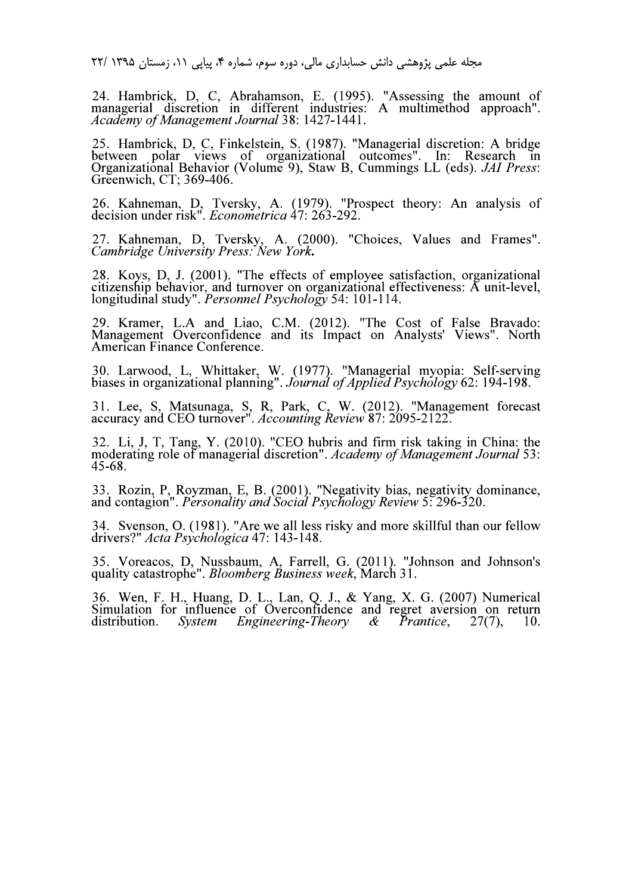24. Hambrick, D, C, Abrahamson, E. (1995). "Assessing the amount of managerial discretion in different industries: A multimethod approach". *Academy of Management Journal* 38: 1427-1441.

25. Hambrick, D, C, Finkelstein, S. (1987). "Managerial discretion: A bridge between polar views of organizational outcomes". In: Research in Organizational Behavior (Volume 9), Staw B, Cummings LL (eds). *JAI Press*: Greenwich, CT; 369-406.

26. Kahneman, D, Tversky, A. (1979). "Prospect theory: An analysis of decision under risk". *Econometrica* 47: 263-292.

27. Kahneman, D, Tversky, A. (2000). "Choices, Values and Frames". *Cambridge University Press: New York*.

28. Koys, D, J. (2001). "The effects of employee satisfaction, organizational citizenship behavior, and turnover on organizational effectiveness: A unit-level, longitudinal study". *Personnel Psychology* 54: 101-114.

29. Kramer, L.A and Liao, C.M. (2012). "The Cost of False Bravado: Management Overconfidence and its Impact on Analysts' Views". North American Finance Conference.

30. Larwood, L, Whittaker, W. (1977). "Managerial myopia: Self-serving biases in organizational planning". *Journal of Applied Psychology* 62: 194-198.

31. Lee, S, Matsunaga, S, R, Park, C, W. (2012). "Management forecast accuracy and CEO turnover". *Accounting Review* 87: 2095-2122.

32. Li, J, T, Tang, Y. (2010). "CEO hubris and firm risk taking in China: the moderating role of managerial discretion". *Academy of Management Journal* 53: 45-68.

33. Rozin, P, Royzman, E, B. (2001). "Negativity bias, negativity dominance, and contagion". *Personality and Social Psychology Review* 5: 296-320.

34. Svenson, O. (1981). "Are we all less risky and more skillful than our fellow drivers?" *Acta Psychologica* 47: 143-148.

35. Voreacos, D, Nussbaum, A, Farrell, G. (2011). "Johnson and Johnson's quality catastrophe". *Bloomberg Business week*, March 31.

36. Wen, F. H., Huang, D. L., Lan, Q. J., & Yang, X. G. (2007) Numerical Simulation for influence of Overconfidence and regret aversion on return distribution. *System Engineering-Theory & Prantice*, 27(7), 10.